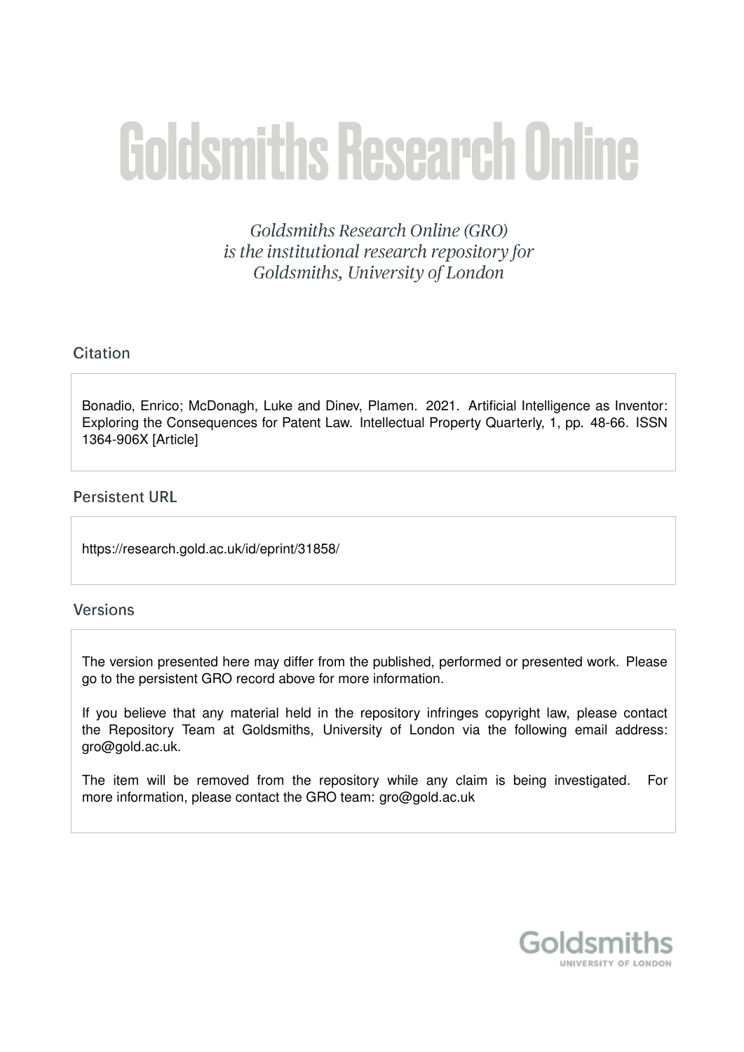# Goldsmiths Research Online

*Goldsmiths Research Online (GRO)*
*is the institutional research repository for*
*Goldsmiths, University of London*

## Citation

Bonadio, Enrico; McDonagh, Luke and Dinev, Plamen. 2021. Artificial Intelligence as Inventor: Exploring the Consequences for Patent Law. Intellectual Property Quarterly, 1, pp. 48-66. ISSN 1364-906X [Article]

## Persistent URL

https://research.gold.ac.uk/id/eprint/31858/

## Versions

The version presented here may differ from the published, performed or presented work. Please go to the persistent GRO record above for more information.

If you believe that any material held in the repository infringes copyright law, please contact the Repository Team at Goldsmiths, University of London via the following email address: gro@gold.ac.uk.

The item will be removed from the repository while any claim is being investigated. For more information, please contact the GRO team: gro@gold.ac.uk

Goldsmiths
UNIVERSITY OF LONDON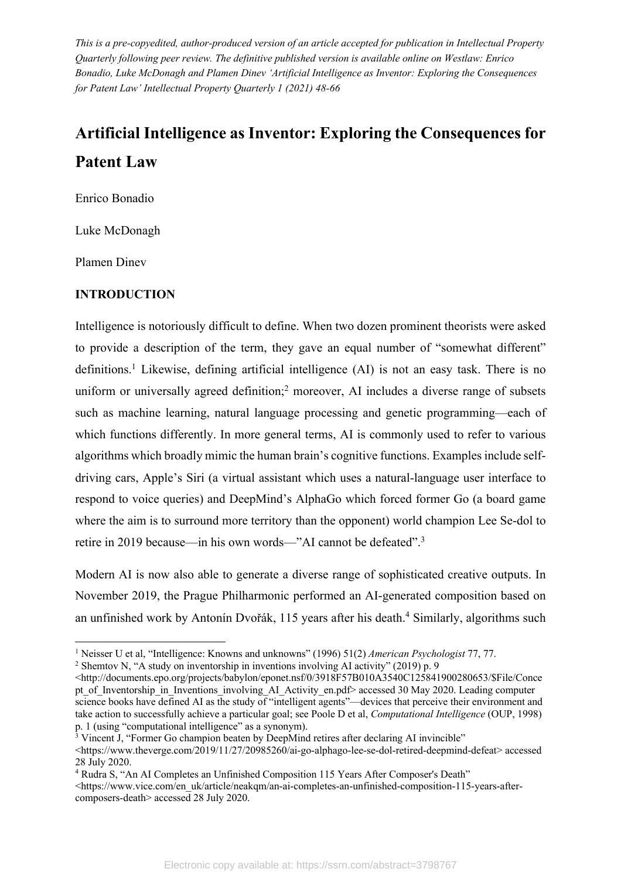*This is a pre-copyedited, author-produced version of an article accepted for publication in Intellectual Property Quarterly following peer review. The definitive published version is available online on Westlaw: Enrico Bonadio, Luke McDonagh and Plamen Dinev 'Artificial Intelligence as Inventor: Exploring the Consequences for Patent Law' Intellectual Property Quarterly 1 (2021) 48-66*

# Artificial Intelligence as Inventor: Exploring the Consequences for Patent Law

Enrico Bonadio

Luke McDonagh

Plamen Dinev

## INTRODUCTION

Intelligence is notoriously difficult to define. When two dozen prominent theorists were asked to provide a description of the term, they gave an equal number of "somewhat different" definitions.[1] Likewise, defining artificial intelligence (AI) is not an easy task. There is no uniform or universally agreed definition;[2] moreover, AI includes a diverse range of subsets such as machine learning, natural language processing and genetic programming—each of which functions differently. In more general terms, AI is commonly used to refer to various algorithms which broadly mimic the human brain's cognitive functions. Examples include self-driving cars, Apple's Siri (a virtual assistant which uses a natural-language user interface to respond to voice queries) and DeepMind's AlphaGo which forced former Go (a board game where the aim is to surround more territory than the opponent) world champion Lee Se-dol to retire in 2019 because—in his own words—"AI cannot be defeated".[3]

Modern AI is now also able to generate a diverse range of sophisticated creative outputs. In November 2019, the Prague Philharmonic performed an AI-generated composition based on an unfinished work by Antonín Dvořák, 115 years after his death.[4] Similarly, algorithms such

---

[1] Neisser U et al, "Intelligence: Knowns and unknowns" (1996) 51(2) *American Psychologist* 77, 77.

[2] Shemtov N, "A study on inventorship in inventions involving AI activity" (2019) p. 9 <http://documents.epo.org/projects/babylon/eponet.nsf/0/3918F57B010A3540C125841900280653/$File/Concept_of_Inventorship_in_Inventions_involving_AI_Activity_en.pdf> accessed 30 May 2020. Leading computer science books have defined AI as the study of "intelligent agents"—devices that perceive their environment and take action to successfully achieve a particular goal; see Poole D et al, *Computational Intelligence* (OUP, 1998) p. 1 (using "computational intelligence" as a synonym).

[3] Vincent J, "Former Go champion beaten by DeepMind retires after declaring AI invincible" <https://www.theverge.com/2019/11/27/20985260/ai-go-alphago-lee-se-dol-retired-deepmind-defeat> accessed 28 July 2020.

[4] Rudra S, "An AI Completes an Unfinished Composition 115 Years After Composer's Death" <https://www.vice.com/en_uk/article/neakqm/an-ai-completes-an-unfinished-composition-115-years-after-composers-death> accessed 28 July 2020.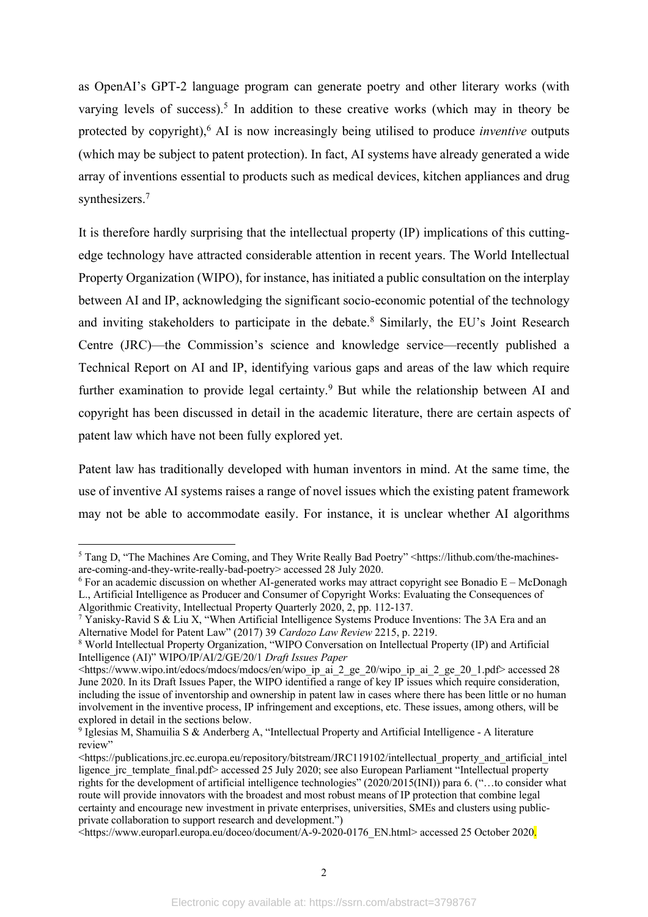as OpenAI's GPT-2 language program can generate poetry and other literary works (with varying levels of success).[5] In addition to these creative works (which may in theory be protected by copyright),[6] AI is now increasingly being utilised to produce *inventive* outputs (which may be subject to patent protection). In fact, AI systems have already generated a wide array of inventions essential to products such as medical devices, kitchen appliances and drug synthesizers.[7]

It is therefore hardly surprising that the intellectual property (IP) implications of this cutting-edge technology have attracted considerable attention in recent years. The World Intellectual Property Organization (WIPO), for instance, has initiated a public consultation on the interplay between AI and IP, acknowledging the significant socio-economic potential of the technology and inviting stakeholders to participate in the debate.[8] Similarly, the EU's Joint Research Centre (JRC)—the Commission's science and knowledge service—recently published a Technical Report on AI and IP, identifying various gaps and areas of the law which require further examination to provide legal certainty.[9] But while the relationship between AI and copyright has been discussed in detail in the academic literature, there are certain aspects of patent law which have not been fully explored yet.

Patent law has traditionally developed with human inventors in mind. At the same time, the use of inventive AI systems raises a range of novel issues which the existing patent framework may not be able to accommodate easily. For instance, it is unclear whether AI algorithms

---

[5] Tang D, "The Machines Are Coming, and They Write Really Bad Poetry" <https://lithub.com/the-machines-are-coming-and-they-write-really-bad-poetry> accessed 28 July 2020.

[6] For an academic discussion on whether AI-generated works may attract copyright see Bonadio E – McDonagh L., Artificial Intelligence as Producer and Consumer of Copyright Works: Evaluating the Consequences of Algorithmic Creativity, Intellectual Property Quarterly 2020, 2, pp. 112-137.

[7] Yanisky-Ravid S & Liu X, "When Artificial Intelligence Systems Produce Inventions: The 3A Era and an Alternative Model for Patent Law" (2017) 39 *Cardozo Law Review* 2215, p. 2219.

[8] World Intellectual Property Organization, "WIPO Conversation on Intellectual Property (IP) and Artificial Intelligence (AI)" WIPO/IP/AI/2/GE/20/1 *Draft Issues Paper* <https://www.wipo.int/edocs/mdocs/mdocs/en/wipo_ip_ai_2_ge_20/wipo_ip_ai_2_ge_20_1.pdf> accessed 28 June 2020. In its Draft Issues Paper, the WIPO identified a range of key IP issues which require consideration, including the issue of inventorship and ownership in patent law in cases where there has been little or no human involvement in the inventive process, IP infringement and exceptions, etc. These issues, among others, will be explored in detail in the sections below.

[9] Iglesias M, Shamuilia S & Anderberg A, "Intellectual Property and Artificial Intelligence - A literature review" <https://publications.jrc.ec.europa.eu/repository/bitstream/JRC119102/intellectual_property_and_artificial_intelligence_jrc_template_final.pdf> accessed 25 July 2020; see also European Parliament "Intellectual property rights for the development of artificial intelligence technologies" (2020/2015(INI)) para 6. ("…to consider what route will provide innovators with the broadest and most robust means of IP protection that combine legal certainty and encourage new investment in private enterprises, universities, SMEs and clusters using public-private collaboration to support research and development.") <https://www.europarl.europa.eu/doceo/document/A-9-2020-0176_EN.html> accessed 25 October 2020.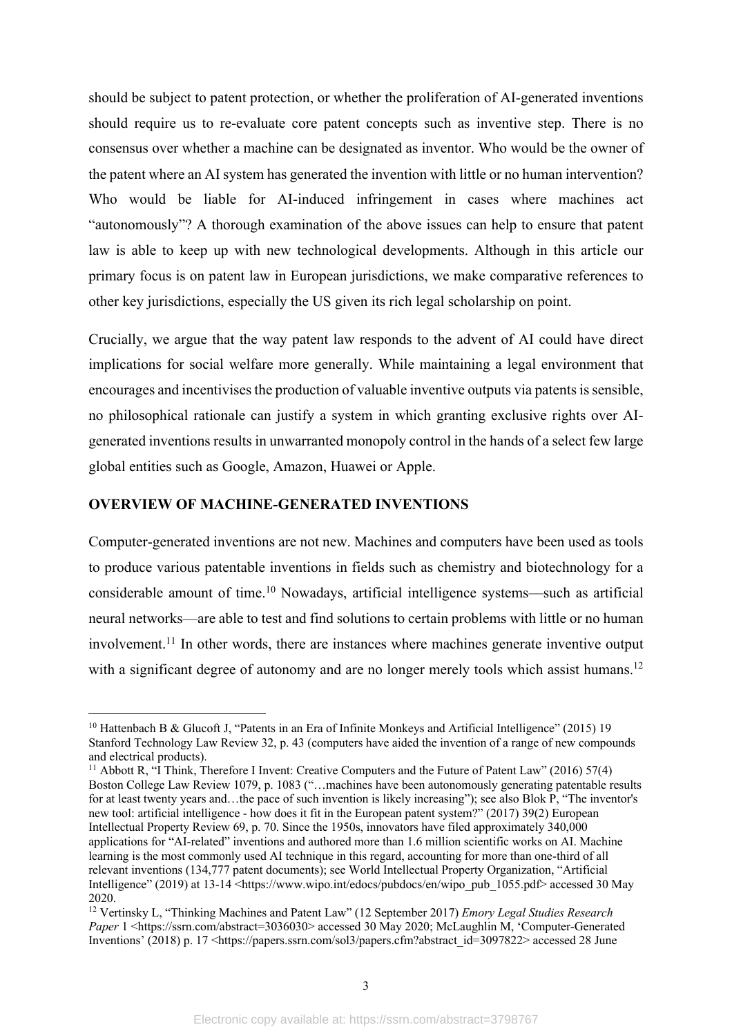should be subject to patent protection, or whether the proliferation of AI-generated inventions should require us to re-evaluate core patent concepts such as inventive step. There is no consensus over whether a machine can be designated as inventor. Who would be the owner of the patent where an AI system has generated the invention with little or no human intervention? Who would be liable for AI-induced infringement in cases where machines act "autonomously"? A thorough examination of the above issues can help to ensure that patent law is able to keep up with new technological developments. Although in this article our primary focus is on patent law in European jurisdictions, we make comparative references to other key jurisdictions, especially the US given its rich legal scholarship on point.

Crucially, we argue that the way patent law responds to the advent of AI could have direct implications for social welfare more generally. While maintaining a legal environment that encourages and incentivises the production of valuable inventive outputs via patents is sensible, no philosophical rationale can justify a system in which granting exclusive rights over AI-generated inventions results in unwarranted monopoly control in the hands of a select few large global entities such as Google, Amazon, Huawei or Apple.

## OVERVIEW OF MACHINE-GENERATED INVENTIONS

Computer-generated inventions are not new. Machines and computers have been used as tools to produce various patentable inventions in fields such as chemistry and biotechnology for a considerable amount of time.[10] Nowadays, artificial intelligence systems—such as artificial neural networks—are able to test and find solutions to certain problems with little or no human involvement.[11] In other words, there are instances where machines generate inventive output with a significant degree of autonomy and are no longer merely tools which assist humans.[12]

---

[10] Hattenbach B & Glucoft J, "Patents in an Era of Infinite Monkeys and Artificial Intelligence" (2015) 19 Stanford Technology Law Review 32, p. 43 (computers have aided the invention of a range of new compounds and electrical products).

[11] Abbott R, "I Think, Therefore I Invent: Creative Computers and the Future of Patent Law" (2016) 57(4) Boston College Law Review 1079, p. 1083 ("…machines have been autonomously generating patentable results for at least twenty years and…the pace of such invention is likely increasing"); see also Blok P, "The inventor's new tool: artificial intelligence - how does it fit in the European patent system?" (2017) 39(2) European Intellectual Property Review 69, p. 70. Since the 1950s, innovators have filed approximately 340,000 applications for "AI-related" inventions and authored more than 1.6 million scientific works on AI. Machine learning is the most commonly used AI technique in this regard, accounting for more than one-third of all relevant inventions (134,777 patent documents); see World Intellectual Property Organization, "Artificial Intelligence" (2019) at 13-14 <https://www.wipo.int/edocs/pubdocs/en/wipo_pub_1055.pdf> accessed 30 May 2020.

[12] Vertinsky L, "Thinking Machines and Patent Law" (12 September 2017) *Emory Legal Studies Research Paper* 1 <https://ssrn.com/abstract=3036030> accessed 30 May 2020; McLaughlin M, 'Computer-Generated Inventions' (2018) p. 17 <https://papers.ssrn.com/sol3/papers.cfm?abstract_id=3097822> accessed 28 June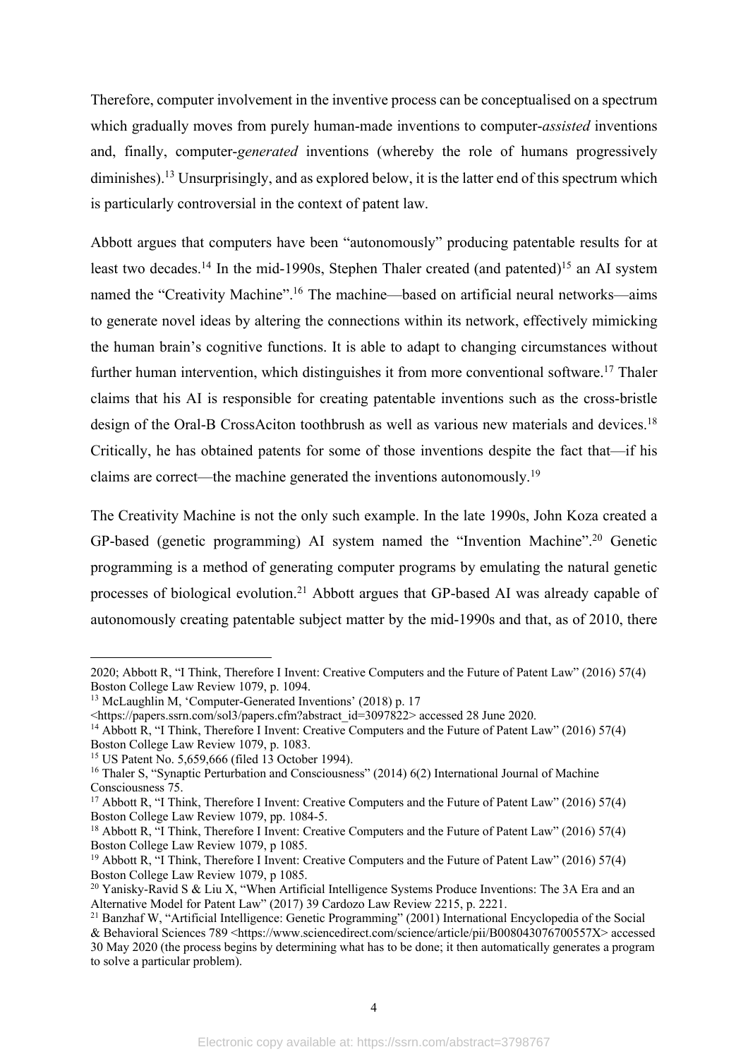Therefore, computer involvement in the inventive process can be conceptualised on a spectrum which gradually moves from purely human-made inventions to computer-*assisted* inventions and, finally, computer-*generated* inventions (whereby the role of humans progressively diminishes).[13] Unsurprisingly, and as explored below, it is the latter end of this spectrum which is particularly controversial in the context of patent law.

Abbott argues that computers have been "autonomously" producing patentable results for at least two decades.[14] In the mid-1990s, Stephen Thaler created (and patented)[15] an AI system named the "Creativity Machine".[16] The machine—based on artificial neural networks—aims to generate novel ideas by altering the connections within its network, effectively mimicking the human brain's cognitive functions. It is able to adapt to changing circumstances without further human intervention, which distinguishes it from more conventional software.[17] Thaler claims that his AI is responsible for creating patentable inventions such as the cross-bristle design of the Oral-B CrossAciton toothbrush as well as various new materials and devices.[18] Critically, he has obtained patents for some of those inventions despite the fact that—if his claims are correct—the machine generated the inventions autonomously.[19]

The Creativity Machine is not the only such example. In the late 1990s, John Koza created a GP-based (genetic programming) AI system named the "Invention Machine".[20] Genetic programming is a method of generating computer programs by emulating the natural genetic processes of biological evolution.[21] Abbott argues that GP-based AI was already capable of autonomously creating patentable subject matter by the mid-1990s and that, as of 2010, there

---

2020; Abbott R, "I Think, Therefore I Invent: Creative Computers and the Future of Patent Law" (2016) 57(4) Boston College Law Review 1079, p. 1094.

[13] McLaughlin M, 'Computer-Generated Inventions' (2018) p. 17 <https://papers.ssrn.com/sol3/papers.cfm?abstract_id=3097822> accessed 28 June 2020.

[14] Abbott R, "I Think, Therefore I Invent: Creative Computers and the Future of Patent Law" (2016) 57(4) Boston College Law Review 1079, p. 1083.

[15] US Patent No. 5,659,666 (filed 13 October 1994).

[16] Thaler S, "Synaptic Perturbation and Consciousness" (2014) 6(2) International Journal of Machine Consciousness 75.

[17] Abbott R, "I Think, Therefore I Invent: Creative Computers and the Future of Patent Law" (2016) 57(4) Boston College Law Review 1079, pp. 1084-5.

[18] Abbott R, "I Think, Therefore I Invent: Creative Computers and the Future of Patent Law" (2016) 57(4) Boston College Law Review 1079, p 1085.

[19] Abbott R, "I Think, Therefore I Invent: Creative Computers and the Future of Patent Law" (2016) 57(4) Boston College Law Review 1079, p 1085.

[20] Yanisky-Ravid S & Liu X, "When Artificial Intelligence Systems Produce Inventions: The 3A Era and an Alternative Model for Patent Law" (2017) 39 Cardozo Law Review 2215, p. 2221.

[21] Banzhaf W, "Artificial Intelligence: Genetic Programming" (2001) International Encyclopedia of the Social & Behavioral Sciences 789 <https://www.sciencedirect.com/science/article/pii/B008043076700557X> accessed 30 May 2020 (the process begins by determining what has to be done; it then automatically generates a program to solve a particular problem).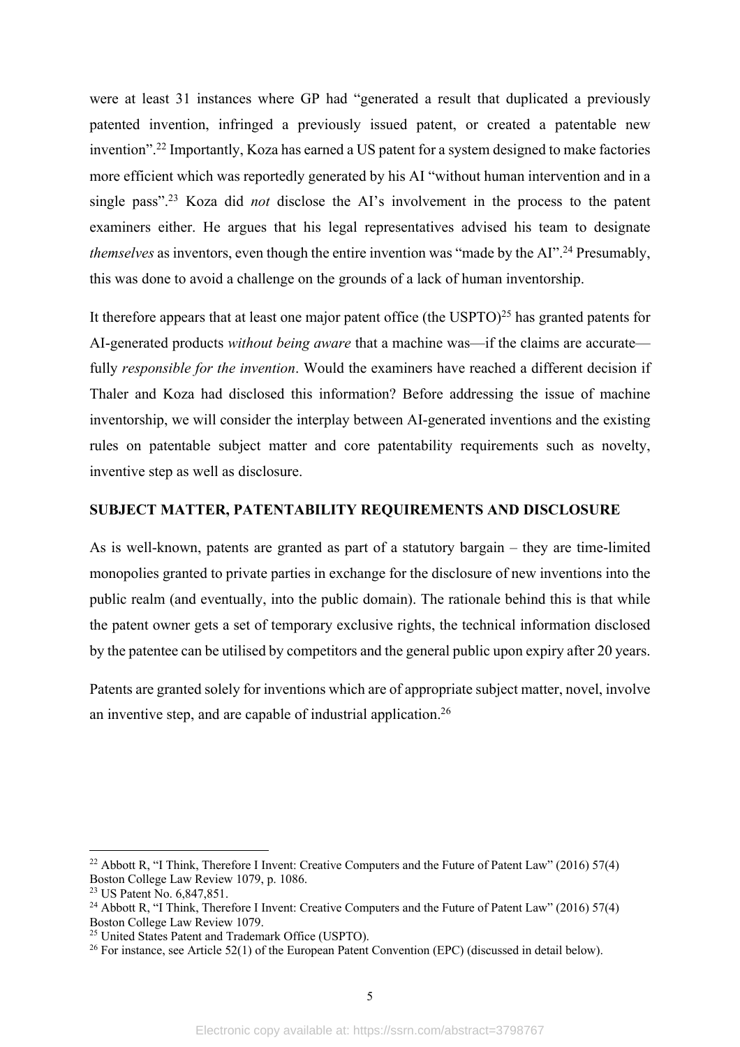were at least 31 instances where GP had "generated a result that duplicated a previously patented invention, infringed a previously issued patent, or created a patentable new invention".[22] Importantly, Koza has earned a US patent for a system designed to make factories more efficient which was reportedly generated by his AI "without human intervention and in a single pass".[23] Koza did *not* disclose the AI's involvement in the process to the patent examiners either. He argues that his legal representatives advised his team to designate *themselves* as inventors, even though the entire invention was "made by the AI".[24] Presumably, this was done to avoid a challenge on the grounds of a lack of human inventorship.

It therefore appears that at least one major patent office (the USPTO)[25] has granted patents for AI-generated products *without being aware* that a machine was—if the claims are accurate—fully *responsible for the invention*. Would the examiners have reached a different decision if Thaler and Koza had disclosed this information? Before addressing the issue of machine inventorship, we will consider the interplay between AI-generated inventions and the existing rules on patentable subject matter and core patentability requirements such as novelty, inventive step as well as disclosure.

## SUBJECT MATTER, PATENTABILITY REQUIREMENTS AND DISCLOSURE

As is well-known, patents are granted as part of a statutory bargain – they are time-limited monopolies granted to private parties in exchange for the disclosure of new inventions into the public realm (and eventually, into the public domain). The rationale behind this is that while the patent owner gets a set of temporary exclusive rights, the technical information disclosed by the patentee can be utilised by competitors and the general public upon expiry after 20 years.

Patents are granted solely for inventions which are of appropriate subject matter, novel, involve an inventive step, and are capable of industrial application.[26]

---

[22] Abbott R, "I Think, Therefore I Invent: Creative Computers and the Future of Patent Law" (2016) 57(4) Boston College Law Review 1079, p. 1086.

[23] US Patent No. 6,847,851.

[24] Abbott R, "I Think, Therefore I Invent: Creative Computers and the Future of Patent Law" (2016) 57(4) Boston College Law Review 1079.

[25] United States Patent and Trademark Office (USPTO).

[26] For instance, see Article 52(1) of the European Patent Convention (EPC) (discussed in detail below).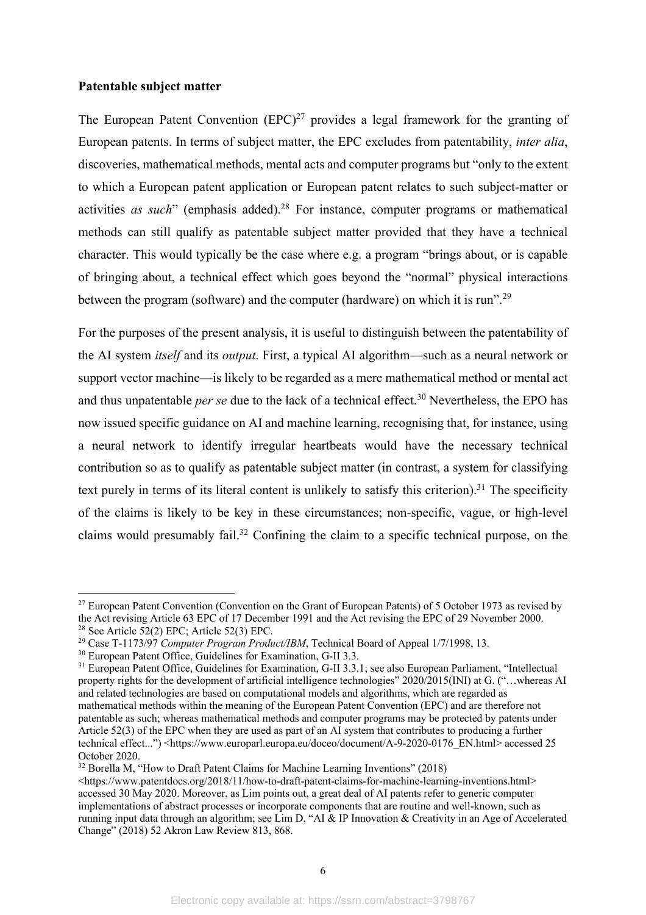**Patentable subject matter**

The European Patent Convention (EPC)[27] provides a legal framework for the granting of European patents. In terms of subject matter, the EPC excludes from patentability, *inter alia*, discoveries, mathematical methods, mental acts and computer programs but "only to the extent to which a European patent application or European patent relates to such subject-matter or activities *as such*" (emphasis added).[28] For instance, computer programs or mathematical methods can still qualify as patentable subject matter provided that they have a technical character. This would typically be the case where e.g. a program "brings about, or is capable of bringing about, a technical effect which goes beyond the "normal" physical interactions between the program (software) and the computer (hardware) on which it is run".[29]

For the purposes of the present analysis, it is useful to distinguish between the patentability of the AI system *itself* and its *output*. First, a typical AI algorithm—such as a neural network or support vector machine—is likely to be regarded as a mere mathematical method or mental act and thus unpatentable *per se* due to the lack of a technical effect.[30] Nevertheless, the EPO has now issued specific guidance on AI and machine learning, recognising that, for instance, using a neural network to identify irregular heartbeats would have the necessary technical contribution so as to qualify as patentable subject matter (in contrast, a system for classifying text purely in terms of its literal content is unlikely to satisfy this criterion).[31] The specificity of the claims is likely to be key in these circumstances; non-specific, vague, or high-level claims would presumably fail.[32] Confining the claim to a specific technical purpose, on the

---

[27] European Patent Convention (Convention on the Grant of European Patents) of 5 October 1973 as revised by the Act revising Article 63 EPC of 17 December 1991 and the Act revising the EPC of 29 November 2000.

[28] See Article 52(2) EPC; Article 52(3) EPC.

[29] Case T-1173/97 *Computer Program Product/IBM*, Technical Board of Appeal 1/7/1998, 13.

[30] European Patent Office, Guidelines for Examination, G-II 3.3.

[31] European Patent Office, Guidelines for Examination, G-II 3.3.1; see also European Parliament, "Intellectual property rights for the development of artificial intelligence technologies" 2020/2015(INI) at G. ("…whereas AI and related technologies are based on computational models and algorithms, which are regarded as mathematical methods within the meaning of the European Patent Convention (EPC) and are therefore not patentable as such; whereas mathematical methods and computer programs may be protected by patents under Article 52(3) of the EPC when they are used as part of an AI system that contributes to producing a further technical effect...") <https://www.europarl.europa.eu/doceo/document/A-9-2020-0176_EN.html> accessed 25 October 2020.

[32] Borella M, "How to Draft Patent Claims for Machine Learning Inventions" (2018) <https://www.patentdocs.org/2018/11/how-to-draft-patent-claims-for-machine-learning-inventions.html> accessed 30 May 2020. Moreover, as Lim points out, a great deal of AI patents refer to generic computer implementations of abstract processes or incorporate components that are routine and well-known, such as running input data through an algorithm; see Lim D, "AI & IP Innovation & Creativity in an Age of Accelerated Change" (2018) 52 Akron Law Review 813, 868.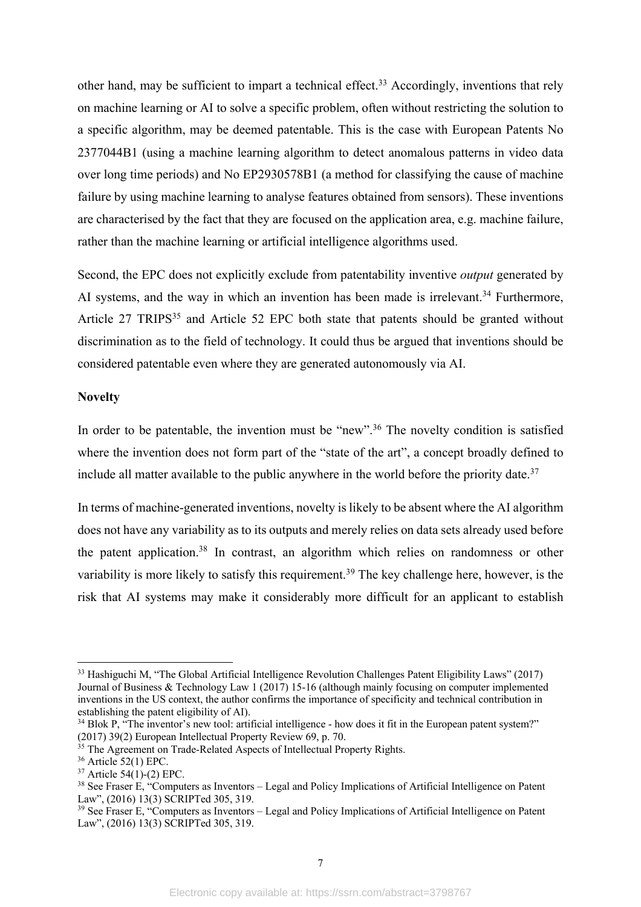other hand, may be sufficient to impart a technical effect.[33] Accordingly, inventions that rely on machine learning or AI to solve a specific problem, often without restricting the solution to a specific algorithm, may be deemed patentable. This is the case with European Patents No 2377044B1 (using a machine learning algorithm to detect anomalous patterns in video data over long time periods) and No EP2930578B1 (a method for classifying the cause of machine failure by using machine learning to analyse features obtained from sensors). These inventions are characterised by the fact that they are focused on the application area, e.g. machine failure, rather than the machine learning or artificial intelligence algorithms used.

Second, the EPC does not explicitly exclude from patentability inventive *output* generated by AI systems, and the way in which an invention has been made is irrelevant.[34] Furthermore, Article 27 TRIPS[35] and Article 52 EPC both state that patents should be granted without discrimination as to the field of technology. It could thus be argued that inventions should be considered patentable even where they are generated autonomously via AI.

**Novelty**

In order to be patentable, the invention must be "new".[36] The novelty condition is satisfied where the invention does not form part of the "state of the art", a concept broadly defined to include all matter available to the public anywhere in the world before the priority date.[37]

In terms of machine-generated inventions, novelty is likely to be absent where the AI algorithm does not have any variability as to its outputs and merely relies on data sets already used before the patent application.[38] In contrast, an algorithm which relies on randomness or other variability is more likely to satisfy this requirement.[39] The key challenge here, however, is the risk that AI systems may make it considerably more difficult for an applicant to establish

---

[33] Hashiguchi M, "The Global Artificial Intelligence Revolution Challenges Patent Eligibility Laws" (2017) Journal of Business & Technology Law 1 (2017) 15-16 (although mainly focusing on computer implemented inventions in the US context, the author confirms the importance of specificity and technical contribution in establishing the patent eligibility of AI).

[34] Blok P, "The inventor's new tool: artificial intelligence - how does it fit in the European patent system?" (2017) 39(2) European Intellectual Property Review 69, p. 70.

[35] The Agreement on Trade-Related Aspects of Intellectual Property Rights.

[36] Article 52(1) EPC.

[37] Article 54(1)-(2) EPC.

[38] See Fraser E, "Computers as Inventors – Legal and Policy Implications of Artificial Intelligence on Patent Law", (2016) 13(3) SCRIPTed 305, 319.

[39] See Fraser E, "Computers as Inventors – Legal and Policy Implications of Artificial Intelligence on Patent Law", (2016) 13(3) SCRIPTed 305, 319.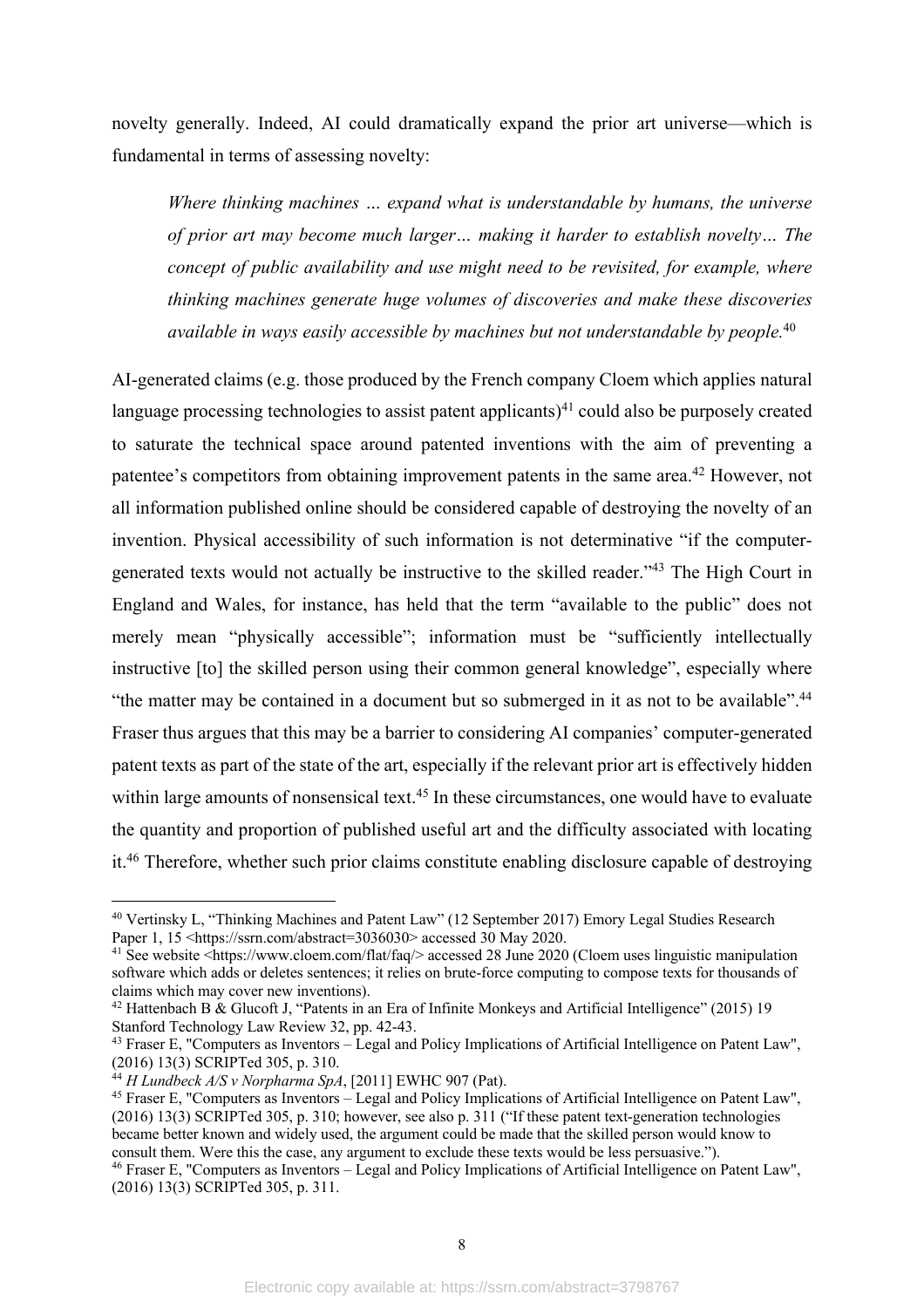novelty generally. Indeed, AI could dramatically expand the prior art universe—which is fundamental in terms of assessing novelty:

> *Where thinking machines … expand what is understandable by humans, the universe of prior art may become much larger… making it harder to establish novelty… The concept of public availability and use might need to be revisited, for example, where thinking machines generate huge volumes of discoveries and make these discoveries available in ways easily accessible by machines but not understandable by people.*[40]

AI-generated claims (e.g. those produced by the French company Cloem which applies natural language processing technologies to assist patent applicants)[41] could also be purposely created to saturate the technical space around patented inventions with the aim of preventing a patentee's competitors from obtaining improvement patents in the same area.[42] However, not all information published online should be considered capable of destroying the novelty of an invention. Physical accessibility of such information is not determinative "if the computer-generated texts would not actually be instructive to the skilled reader."[43] The High Court in England and Wales, for instance, has held that the term "available to the public" does not merely mean "physically accessible"; information must be "sufficiently intellectually instructive [to] the skilled person using their common general knowledge", especially where "the matter may be contained in a document but so submerged in it as not to be available".[44] Fraser thus argues that this may be a barrier to considering AI companies' computer-generated patent texts as part of the state of the art, especially if the relevant prior art is effectively hidden within large amounts of nonsensical text.[45] In these circumstances, one would have to evaluate the quantity and proportion of published useful art and the difficulty associated with locating it.[46] Therefore, whether such prior claims constitute enabling disclosure capable of destroying

---

[40] Vertinsky L, "Thinking Machines and Patent Law" (12 September 2017) Emory Legal Studies Research Paper 1, 15 <https://ssrn.com/abstract=3036030> accessed 30 May 2020.

[41] See website <https://www.cloem.com/flat/faq/> accessed 28 June 2020 (Cloem uses linguistic manipulation software which adds or deletes sentences; it relies on brute-force computing to compose texts for thousands of claims which may cover new inventions).

[42] Hattenbach B & Glucoft J, "Patents in an Era of Infinite Monkeys and Artificial Intelligence" (2015) 19 Stanford Technology Law Review 32, pp. 42-43.

[43] Fraser E, "Computers as Inventors – Legal and Policy Implications of Artificial Intelligence on Patent Law", (2016) 13(3) SCRIPTed 305, p. 310.

[44] *H Lundbeck A/S v Norpharma SpA*, [2011] EWHC 907 (Pat).

[45] Fraser E, "Computers as Inventors – Legal and Policy Implications of Artificial Intelligence on Patent Law", (2016) 13(3) SCRIPTed 305, p. 310; however, see also p. 311 ("If these patent text-generation technologies became better known and widely used, the argument could be made that the skilled person would know to consult them. Were this the case, any argument to exclude these texts would be less persuasive.").

[46] Fraser E, "Computers as Inventors – Legal and Policy Implications of Artificial Intelligence on Patent Law", (2016) 13(3) SCRIPTed 305, p. 311.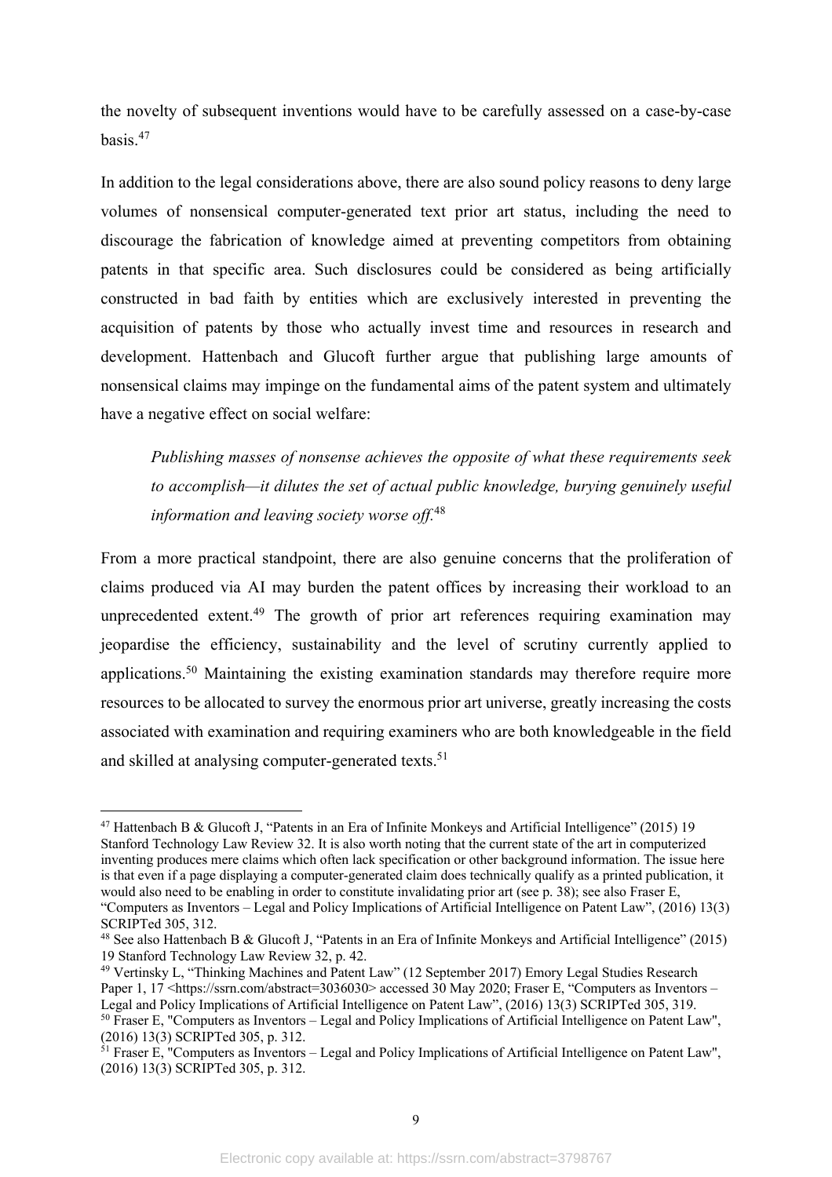the novelty of subsequent inventions would have to be carefully assessed on a case-by-case basis.[47]

In addition to the legal considerations above, there are also sound policy reasons to deny large volumes of nonsensical computer-generated text prior art status, including the need to discourage the fabrication of knowledge aimed at preventing competitors from obtaining patents in that specific area. Such disclosures could be considered as being artificially constructed in bad faith by entities which are exclusively interested in preventing the acquisition of patents by those who actually invest time and resources in research and development. Hattenbach and Glucoft further argue that publishing large amounts of nonsensical claims may impinge on the fundamental aims of the patent system and ultimately have a negative effect on social welfare:

> *Publishing masses of nonsense achieves the opposite of what these requirements seek to accomplish—it dilutes the set of actual public knowledge, burying genuinely useful information and leaving society worse off.*[48]

From a more practical standpoint, there are also genuine concerns that the proliferation of claims produced via AI may burden the patent offices by increasing their workload to an unprecedented extent.[49] The growth of prior art references requiring examination may jeopardise the efficiency, sustainability and the level of scrutiny currently applied to applications.[50] Maintaining the existing examination standards may therefore require more resources to be allocated to survey the enormous prior art universe, greatly increasing the costs associated with examination and requiring examiners who are both knowledgeable in the field and skilled at analysing computer-generated texts.[51]

---

[47] Hattenbach B & Glucoft J, "Patents in an Era of Infinite Monkeys and Artificial Intelligence" (2015) 19 Stanford Technology Law Review 32. It is also worth noting that the current state of the art in computerized inventing produces mere claims which often lack specification or other background information. The issue here is that even if a page displaying a computer-generated claim does technically qualify as a printed publication, it would also need to be enabling in order to constitute invalidating prior art (see p. 38); see also Fraser E, "Computers as Inventors – Legal and Policy Implications of Artificial Intelligence on Patent Law", (2016) 13(3) SCRIPTed 305, 312.

[48] See also Hattenbach B & Glucoft J, "Patents in an Era of Infinite Monkeys and Artificial Intelligence" (2015) 19 Stanford Technology Law Review 32, p. 42.

[49] Vertinsky L, "Thinking Machines and Patent Law" (12 September 2017) Emory Legal Studies Research Paper 1, 17 <https://ssrn.com/abstract=3036030> accessed 30 May 2020; Fraser E, "Computers as Inventors – Legal and Policy Implications of Artificial Intelligence on Patent Law", (2016) 13(3) SCRIPTed 305, 319.

[50] Fraser E, "Computers as Inventors – Legal and Policy Implications of Artificial Intelligence on Patent Law", (2016) 13(3) SCRIPTed 305, p. 312.

[51] Fraser E, "Computers as Inventors – Legal and Policy Implications of Artificial Intelligence on Patent Law", (2016) 13(3) SCRIPTed 305, p. 312.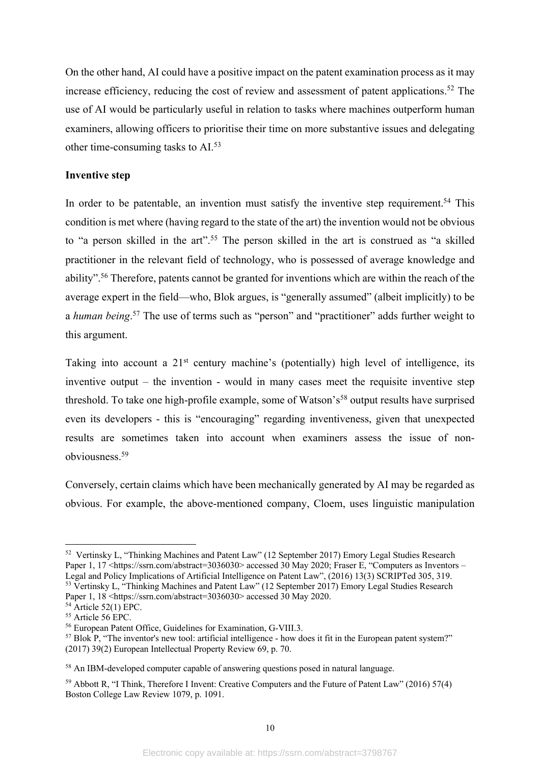On the other hand, AI could have a positive impact on the patent examination process as it may increase efficiency, reducing the cost of review and assessment of patent applications.[52] The use of AI would be particularly useful in relation to tasks where machines outperform human examiners, allowing officers to prioritise their time on more substantive issues and delegating other time-consuming tasks to AI.[53]

**Inventive step**

In order to be patentable, an invention must satisfy the inventive step requirement.[54] This condition is met where (having regard to the state of the art) the invention would not be obvious to "a person skilled in the art".[55] The person skilled in the art is construed as "a skilled practitioner in the relevant field of technology, who is possessed of average knowledge and ability".[56] Therefore, patents cannot be granted for inventions which are within the reach of the average expert in the field—who, Blok argues, is "generally assumed" (albeit implicitly) to be a *human being*.[57] The use of terms such as "person" and "practitioner" adds further weight to this argument.

Taking into account a 21st century machine's (potentially) high level of intelligence, its inventive output – the invention - would in many cases meet the requisite inventive step threshold. To take one high-profile example, some of Watson's[58] output results have surprised even its developers - this is "encouraging" regarding inventiveness, given that unexpected results are sometimes taken into account when examiners assess the issue of non-obviousness.[59]

Conversely, certain claims which have been mechanically generated by AI may be regarded as obvious. For example, the above-mentioned company, Cloem, uses linguistic manipulation

---

[52] Vertinsky L, "Thinking Machines and Patent Law" (12 September 2017) Emory Legal Studies Research Paper 1, 17 <https://ssrn.com/abstract=3036030> accessed 30 May 2020; Fraser E, "Computers as Inventors – Legal and Policy Implications of Artificial Intelligence on Patent Law", (2016) 13(3) SCRIPTed 305, 319.

[53] Vertinsky L, "Thinking Machines and Patent Law" (12 September 2017) Emory Legal Studies Research Paper 1, 18 <https://ssrn.com/abstract=3036030> accessed 30 May 2020.

[54] Article 52(1) EPC.

[55] Article 56 EPC.

[56] European Patent Office, Guidelines for Examination, G-VIII.3.

[57] Blok P, "The inventor's new tool: artificial intelligence - how does it fit in the European patent system?" (2017) 39(2) European Intellectual Property Review 69, p. 70.

[58] An IBM-developed computer capable of answering questions posed in natural language.

[59] Abbott R, "I Think, Therefore I Invent: Creative Computers and the Future of Patent Law" (2016) 57(4) Boston College Law Review 1079, p. 1091.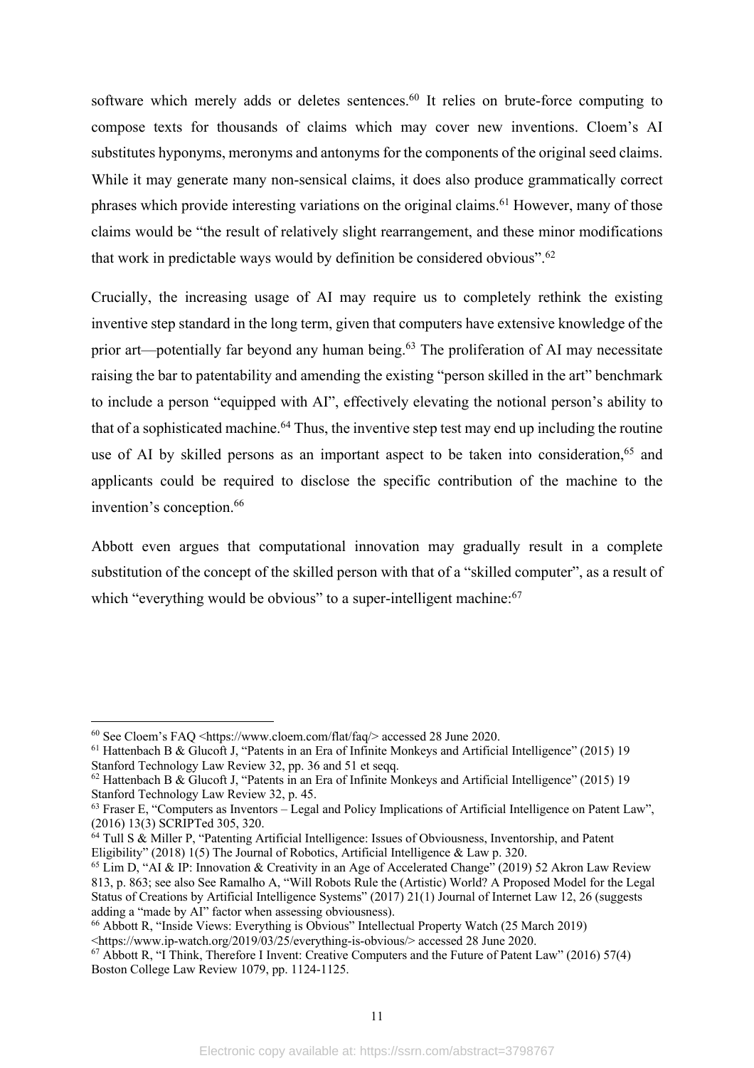software which merely adds or deletes sentences.[60] It relies on brute-force computing to compose texts for thousands of claims which may cover new inventions. Cloem's AI substitutes hyponyms, meronyms and antonyms for the components of the original seed claims. While it may generate many non-sensical claims, it does also produce grammatically correct phrases which provide interesting variations on the original claims.[61] However, many of those claims would be "the result of relatively slight rearrangement, and these minor modifications that work in predictable ways would by definition be considered obvious".[62]

Crucially, the increasing usage of AI may require us to completely rethink the existing inventive step standard in the long term, given that computers have extensive knowledge of the prior art—potentially far beyond any human being.[63] The proliferation of AI may necessitate raising the bar to patentability and amending the existing "person skilled in the art" benchmark to include a person "equipped with AI", effectively elevating the notional person's ability to that of a sophisticated machine.[64] Thus, the inventive step test may end up including the routine use of AI by skilled persons as an important aspect to be taken into consideration,[65] and applicants could be required to disclose the specific contribution of the machine to the invention's conception.[66]

Abbott even argues that computational innovation may gradually result in a complete substitution of the concept of the skilled person with that of a "skilled computer", as a result of which "everything would be obvious" to a super-intelligent machine:[67]

---

[60] See Cloem's FAQ <https://www.cloem.com/flat/faq/> accessed 28 June 2020.

[61] Hattenbach B & Glucoft J, "Patents in an Era of Infinite Monkeys and Artificial Intelligence" (2015) 19 Stanford Technology Law Review 32, pp. 36 and 51 et seqq.

[62] Hattenbach B & Glucoft J, "Patents in an Era of Infinite Monkeys and Artificial Intelligence" (2015) 19 Stanford Technology Law Review 32, p. 45.

[63] Fraser E, "Computers as Inventors – Legal and Policy Implications of Artificial Intelligence on Patent Law", (2016) 13(3) SCRIPTed 305, 320.

[64] Tull S & Miller P, "Patenting Artificial Intelligence: Issues of Obviousness, Inventorship, and Patent Eligibility" (2018) 1(5) The Journal of Robotics, Artificial Intelligence & Law p. 320.

[65] Lim D, "AI & IP: Innovation & Creativity in an Age of Accelerated Change" (2019) 52 Akron Law Review 813, p. 863; see also See Ramalho A, "Will Robots Rule the (Artistic) World? A Proposed Model for the Legal Status of Creations by Artificial Intelligence Systems" (2017) 21(1) Journal of Internet Law 12, 26 (suggests adding a "made by AI" factor when assessing obviousness).

[66] Abbott R, "Inside Views: Everything is Obvious" Intellectual Property Watch (25 March 2019) <https://www.ip-watch.org/2019/03/25/everything-is-obvious/> accessed 28 June 2020.

[67] Abbott R, "I Think, Therefore I Invent: Creative Computers and the Future of Patent Law" (2016) 57(4) Boston College Law Review 1079, pp. 1124-1125.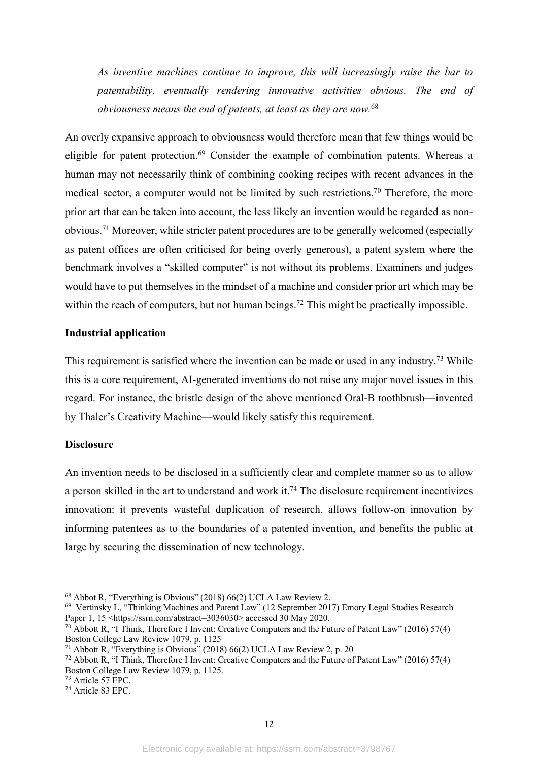*As inventive machines continue to improve, this will increasingly raise the bar to patentability, eventually rendering innovative activities obvious. The end of obviousness means the end of patents, at least as they are now.*[68]

An overly expansive approach to obviousness would therefore mean that few things would be eligible for patent protection.[69] Consider the example of combination patents. Whereas a human may not necessarily think of combining cooking recipes with recent advances in the medical sector, a computer would not be limited by such restrictions.[70] Therefore, the more prior art that can be taken into account, the less likely an invention would be regarded as non-obvious.[71] Moreover, while stricter patent procedures are to be generally welcomed (especially as patent offices are often criticised for being overly generous), a patent system where the benchmark involves a "skilled computer" is not without its problems. Examiners and judges would have to put themselves in the mindset of a machine and consider prior art which may be within the reach of computers, but not human beings.[72] This might be practically impossible.

**Industrial application**

This requirement is satisfied where the invention can be made or used in any industry.[73] While this is a core requirement, AI-generated inventions do not raise any major novel issues in this regard. For instance, the bristle design of the above mentioned Oral-B toothbrush—invented by Thaler's Creativity Machine—would likely satisfy this requirement.

**Disclosure**

An invention needs to be disclosed in a sufficiently clear and complete manner so as to allow a person skilled in the art to understand and work it.[74] The disclosure requirement incentivizes innovation: it prevents wasteful duplication of research, allows follow-on innovation by informing patentees as to the boundaries of a patented invention, and benefits the public at large by securing the dissemination of new technology.

---

[68] Abbot R, "Everything is Obvious" (2018) 66(2) UCLA Law Review 2.

[69] Vertinsky L, "Thinking Machines and Patent Law" (12 September 2017) Emory Legal Studies Research Paper 1, 15 <https://ssrn.com/abstract=3036030> accessed 30 May 2020.

[70] Abbott R, "I Think, Therefore I Invent: Creative Computers and the Future of Patent Law" (2016) 57(4) Boston College Law Review 1079, p. 1125

[71] Abbott R, "Everything is Obvious" (2018) 66(2) UCLA Law Review 2, p. 20

[72] Abbott R, "I Think, Therefore I Invent: Creative Computers and the Future of Patent Law" (2016) 57(4) Boston College Law Review 1079, p. 1125.

[73] Article 57 EPC.

[74] Article 83 EPC.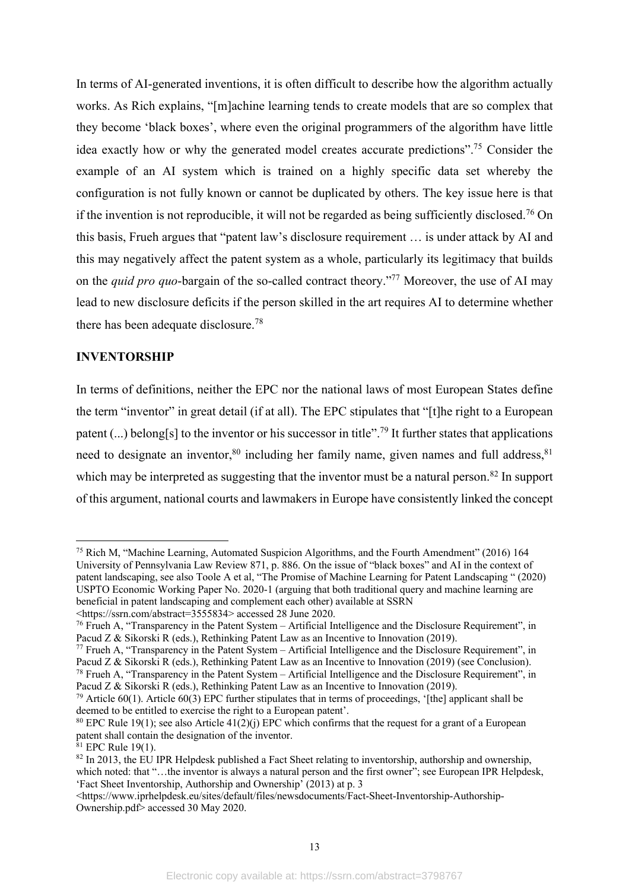In terms of AI-generated inventions, it is often difficult to describe how the algorithm actually works. As Rich explains, "[m]achine learning tends to create models that are so complex that they become 'black boxes', where even the original programmers of the algorithm have little idea exactly how or why the generated model creates accurate predictions".[75] Consider the example of an AI system which is trained on a highly specific data set whereby the configuration is not fully known or cannot be duplicated by others. The key issue here is that if the invention is not reproducible, it will not be regarded as being sufficiently disclosed.[76] On this basis, Frueh argues that "patent law's disclosure requirement … is under attack by AI and this may negatively affect the patent system as a whole, particularly its legitimacy that builds on the *quid pro quo*-bargain of the so-called contract theory."[77] Moreover, the use of AI may lead to new disclosure deficits if the person skilled in the art requires AI to determine whether there has been adequate disclosure.[78]

**INVENTORSHIP**

In terms of definitions, neither the EPC nor the national laws of most European States define the term "inventor" in great detail (if at all). The EPC stipulates that "[t]he right to a European patent (...) belong[s] to the inventor or his successor in title".[79] It further states that applications need to designate an inventor,[80] including her family name, given names and full address,[81] which may be interpreted as suggesting that the inventor must be a natural person.[82] In support of this argument, national courts and lawmakers in Europe have consistently linked the concept

---

[75] Rich M, "Machine Learning, Automated Suspicion Algorithms, and the Fourth Amendment" (2016) 164 University of Pennsylvania Law Review 871, p. 886. On the issue of "black boxes" and AI in the context of patent landscaping, see also Toole A et al, "The Promise of Machine Learning for Patent Landscaping " (2020) USPTO Economic Working Paper No. 2020-1 (arguing that both traditional query and machine learning are beneficial in patent landscaping and complement each other) available at SSRN <https://ssrn.com/abstract=3555834> accessed 28 June 2020.

[76] Frueh A, "Transparency in the Patent System – Artificial Intelligence and the Disclosure Requirement", in Pacud Z & Sikorski R (eds.), Rethinking Patent Law as an Incentive to Innovation (2019).

[77] Frueh A, "Transparency in the Patent System – Artificial Intelligence and the Disclosure Requirement", in Pacud Z & Sikorski R (eds.), Rethinking Patent Law as an Incentive to Innovation (2019) (see Conclusion).

[78] Frueh A, "Transparency in the Patent System – Artificial Intelligence and the Disclosure Requirement", in Pacud Z & Sikorski R (eds.), Rethinking Patent Law as an Incentive to Innovation (2019).

[79] Article 60(1). Article 60(3) EPC further stipulates that in terms of proceedings, '[the] applicant shall be deemed to be entitled to exercise the right to a European patent'.

[80] EPC Rule 19(1); see also Article 41(2)(j) EPC which confirms that the request for a grant of a European patent shall contain the designation of the inventor.

[81] EPC Rule 19(1).

[82] In 2013, the EU IPR Helpdesk published a Fact Sheet relating to inventorship, authorship and ownership, which noted: that "…the inventor is always a natural person and the first owner"; see European IPR Helpdesk, 'Fact Sheet Inventorship, Authorship and Ownership' (2013) at p. 3 <https://www.iprhelpdesk.eu/sites/default/files/newsdocuments/Fact-Sheet-Inventorship-Authorship-Ownership.pdf> accessed 30 May 2020.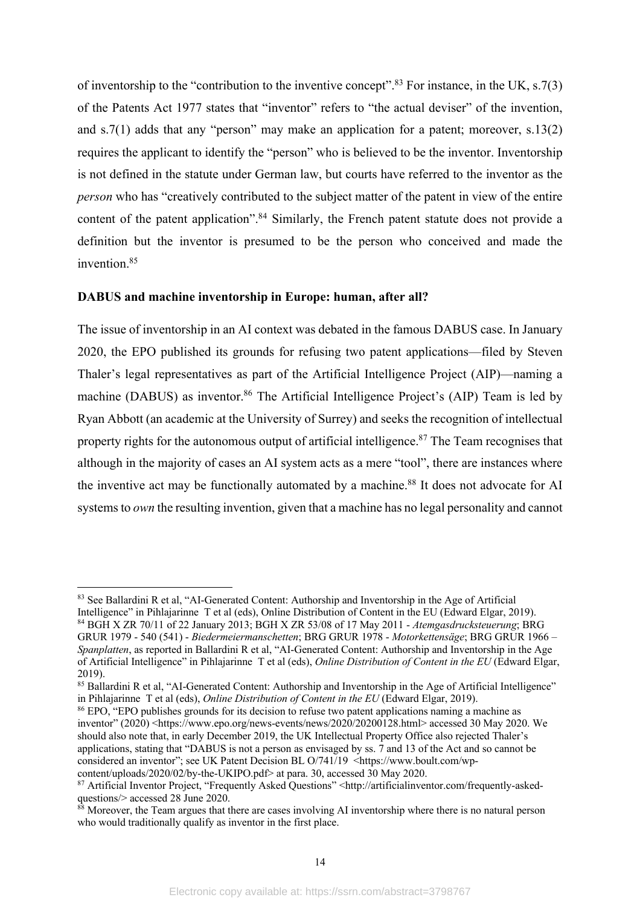of inventorship to the "contribution to the inventive concept".[83] For instance, in the UK, s.7(3) of the Patents Act 1977 states that "inventor" refers to "the actual deviser" of the invention, and s.7(1) adds that any "person" may make an application for a patent; moreover, s.13(2) requires the applicant to identify the "person" who is believed to be the inventor. Inventorship is not defined in the statute under German law, but courts have referred to the inventor as the *person* who has "creatively contributed to the subject matter of the patent in view of the entire content of the patent application".[84] Similarly, the French patent statute does not provide a definition but the inventor is presumed to be the person who conceived and made the invention.[85]

**DABUS and machine inventorship in Europe: human, after all?**

The issue of inventorship in an AI context was debated in the famous DABUS case. In January 2020, the EPO published its grounds for refusing two patent applications—filed by Steven Thaler's legal representatives as part of the Artificial Intelligence Project (AIP)—naming a machine (DABUS) as inventor.[86] The Artificial Intelligence Project's (AIP) Team is led by Ryan Abbott (an academic at the University of Surrey) and seeks the recognition of intellectual property rights for the autonomous output of artificial intelligence.[87] The Team recognises that although in the majority of cases an AI system acts as a mere "tool", there are instances where the inventive act may be functionally automated by a machine.[88] It does not advocate for AI systems to *own* the resulting invention, given that a machine has no legal personality and cannot

---

[83] See Ballardini R et al, "AI-Generated Content: Authorship and Inventorship in the Age of Artificial Intelligence" in Pihlajarinne T et al (eds), Online Distribution of Content in the EU (Edward Elgar, 2019).

[84] BGH X ZR 70/11 of 22 January 2013; BGH X ZR 53/08 of 17 May 2011 - *Atemgasdrucksteuerung*; BRG GRUR 1979 - 540 (541) - *Biedermeiermanschetten*; BRG GRUR 1978 - *Motorkettensäge*; BRG GRUR 1966 – *Spanplatten*, as reported in Ballardini R et al, "AI-Generated Content: Authorship and Inventorship in the Age of Artificial Intelligence" in Pihlajarinne T et al (eds), *Online Distribution of Content in the EU* (Edward Elgar, 2019).

[85] Ballardini R et al, "AI-Generated Content: Authorship and Inventorship in the Age of Artificial Intelligence" in Pihlajarinne T et al (eds), *Online Distribution of Content in the EU* (Edward Elgar, 2019).

[86] EPO, "EPO publishes grounds for its decision to refuse two patent applications naming a machine as inventor" (2020) <https://www.epo.org/news-events/news/2020/20200128.html> accessed 30 May 2020. We should also note that, in early December 2019, the UK Intellectual Property Office also rejected Thaler's applications, stating that "DABUS is not a person as envisaged by ss. 7 and 13 of the Act and so cannot be considered an inventor"; see UK Patent Decision BL O/741/19 <https://www.boult.com/wp-content/uploads/2020/02/by-the-UKIPO.pdf> at para. 30, accessed 30 May 2020.

[87] Artificial Inventor Project, "Frequently Asked Questions" <http://artificialinventor.com/frequently-asked-questions/> accessed 28 June 2020.

[88] Moreover, the Team argues that there are cases involving AI inventorship where there is no natural person who would traditionally qualify as inventor in the first place.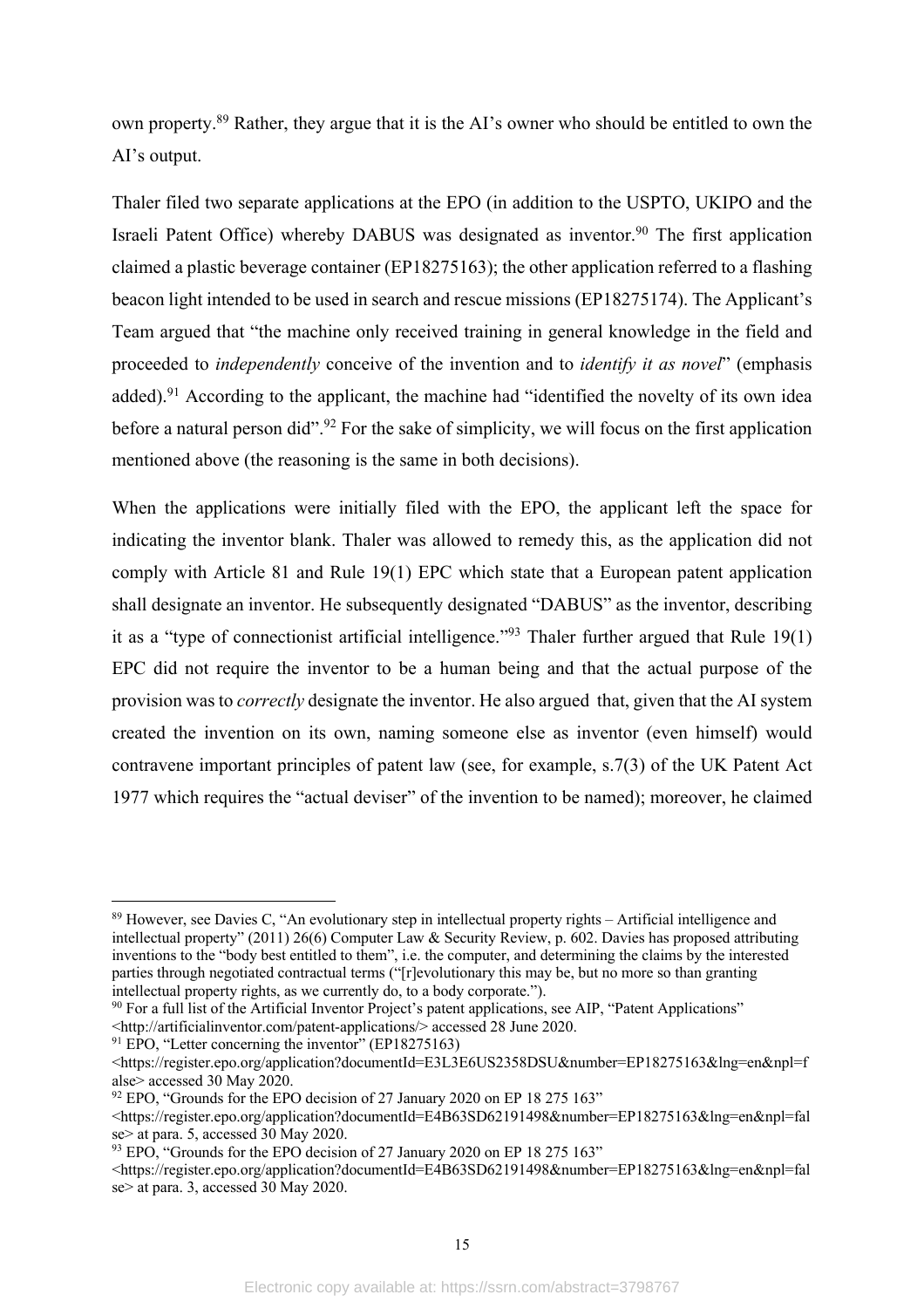own property.[89] Rather, they argue that it is the AI's owner who should be entitled to own the AI's output.

Thaler filed two separate applications at the EPO (in addition to the USPTO, UKIPO and the Israeli Patent Office) whereby DABUS was designated as inventor.[90] The first application claimed a plastic beverage container (EP18275163); the other application referred to a flashing beacon light intended to be used in search and rescue missions (EP18275174). The Applicant's Team argued that "the machine only received training in general knowledge in the field and proceeded to *independently* conceive of the invention and to *identify it as novel*" (emphasis added).[91] According to the applicant, the machine had "identified the novelty of its own idea before a natural person did".[92] For the sake of simplicity, we will focus on the first application mentioned above (the reasoning is the same in both decisions).

When the applications were initially filed with the EPO, the applicant left the space for indicating the inventor blank. Thaler was allowed to remedy this, as the application did not comply with Article 81 and Rule 19(1) EPC which state that a European patent application shall designate an inventor. He subsequently designated "DABUS" as the inventor, describing it as a "type of connectionist artificial intelligence."[93] Thaler further argued that Rule 19(1) EPC did not require the inventor to be a human being and that the actual purpose of the provision was to *correctly* designate the inventor. He also argued that, given that the AI system created the invention on its own, naming someone else as inventor (even himself) would contravene important principles of patent law (see, for example, s.7(3) of the UK Patent Act 1977 which requires the "actual deviser" of the invention to be named); moreover, he claimed

---

[89] However, see Davies C, "An evolutionary step in intellectual property rights – Artificial intelligence and intellectual property" (2011) 26(6) Computer Law & Security Review, p. 602. Davies has proposed attributing inventions to the "body best entitled to them", i.e. the computer, and determining the claims by the interested parties through negotiated contractual terms ("[r]evolutionary this may be, but no more so than granting intellectual property rights, as we currently do, to a body corporate.").

[90] For a full list of the Artificial Inventor Project's patent applications, see AIP, "Patent Applications" <http://artificialinventor.com/patent-applications/> accessed 28 June 2020.

[91] EPO, "Letter concerning the inventor" (EP18275163) <https://register.epo.org/application?documentId=E3L3E6US2358DSU&number=EP18275163&lng=en&npl=false> accessed 30 May 2020.

[92] EPO, "Grounds for the EPO decision of 27 January 2020 on EP 18 275 163" <https://register.epo.org/application?documentId=E4B63SD62191498&number=EP18275163&lng=en&npl=false> at para. 5, accessed 30 May 2020.

[93] EPO, "Grounds for the EPO decision of 27 January 2020 on EP 18 275 163" <https://register.epo.org/application?documentId=E4B63SD62191498&number=EP18275163&lng=en&npl=false> at para. 3, accessed 30 May 2020.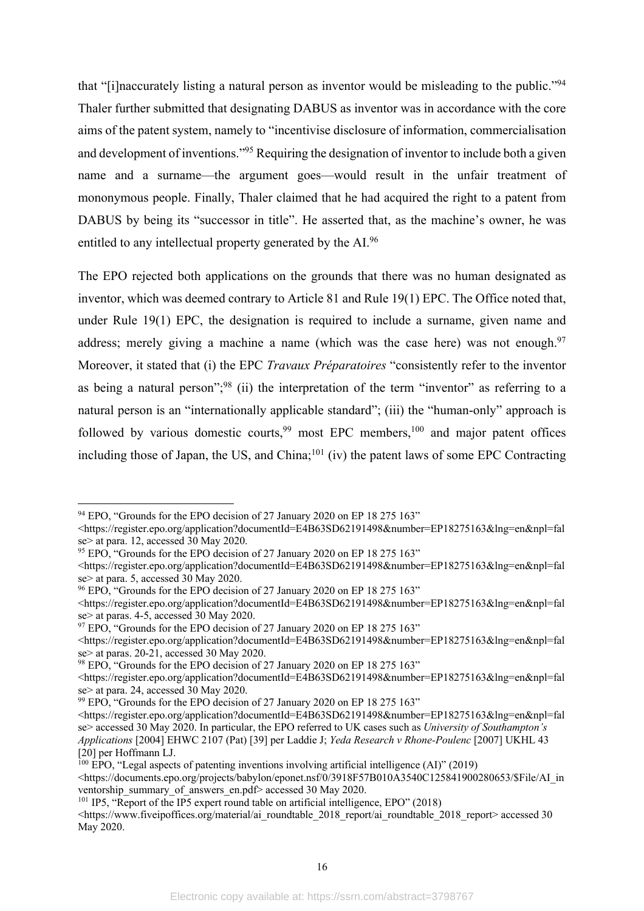that "[i]naccurately listing a natural person as inventor would be misleading to the public."[94] Thaler further submitted that designating DABUS as inventor was in accordance with the core aims of the patent system, namely to "incentivise disclosure of information, commercialisation and development of inventions."[95] Requiring the designation of inventor to include both a given name and a surname—the argument goes—would result in the unfair treatment of mononymous people. Finally, Thaler claimed that he had acquired the right to a patent from DABUS by being its "successor in title". He asserted that, as the machine's owner, he was entitled to any intellectual property generated by the AI.[96]

The EPO rejected both applications on the grounds that there was no human designated as inventor, which was deemed contrary to Article 81 and Rule 19(1) EPC. The Office noted that, under Rule 19(1) EPC, the designation is required to include a surname, given name and address; merely giving a machine a name (which was the case here) was not enough.[97] Moreover, it stated that (i) the EPC *Travaux Préparatoires* "consistently refer to the inventor as being a natural person";[98] (ii) the interpretation of the term "inventor" as referring to a natural person is an "internationally applicable standard"; (iii) the "human-only" approach is followed by various domestic courts,[99] most EPC members,[100] and major patent offices including those of Japan, the US, and China;[101] (iv) the patent laws of some EPC Contracting

---

[94] EPO, "Grounds for the EPO decision of 27 January 2020 on EP 18 275 163" <https://register.epo.org/application?documentId=E4B63SD62191498&number=EP18275163&lng=en&npl=false> at para. 12, accessed 30 May 2020.

[95] EPO, "Grounds for the EPO decision of 27 January 2020 on EP 18 275 163" <https://register.epo.org/application?documentId=E4B63SD62191498&number=EP18275163&lng=en&npl=false> at para. 5, accessed 30 May 2020.

[96] EPO, "Grounds for the EPO decision of 27 January 2020 on EP 18 275 163" <https://register.epo.org/application?documentId=E4B63SD62191498&number=EP18275163&lng=en&npl=false> at paras. 4-5, accessed 30 May 2020.

[97] EPO, "Grounds for the EPO decision of 27 January 2020 on EP 18 275 163" <https://register.epo.org/application?documentId=E4B63SD62191498&number=EP18275163&lng=en&npl=false> at paras. 20-21, accessed 30 May 2020.

[98] EPO, "Grounds for the EPO decision of 27 January 2020 on EP 18 275 163" <https://register.epo.org/application?documentId=E4B63SD62191498&number=EP18275163&lng=en&npl=false> at para. 24, accessed 30 May 2020.

[99] EPO, "Grounds for the EPO decision of 27 January 2020 on EP 18 275 163" <https://register.epo.org/application?documentId=E4B63SD62191498&number=EP18275163&lng=en&npl=false> accessed 30 May 2020. In particular, the EPO referred to UK cases such as *University of Southampton's Applications* [2004] EHWC 2107 (Pat) [39] per Laddie J; *Yeda Research v Rhone-Poulenc* [2007] UKHL 43 [20] per Hoffmann LJ.

[100] EPO, "Legal aspects of patenting inventions involving artificial intelligence (AI)" (2019) <https://documents.epo.org/projects/babylon/eponet.nsf/0/3918F57B010A3540C125841900280653/$File/AI_inventorship_summary_of_answers_en.pdf> accessed 30 May 2020.

[101] IP5, "Report of the IP5 expert round table on artificial intelligence, EPO" (2018) <https://www.fiveipoffices.org/material/ai_roundtable_2018_report/ai_roundtable_2018_report> accessed 30 May 2020.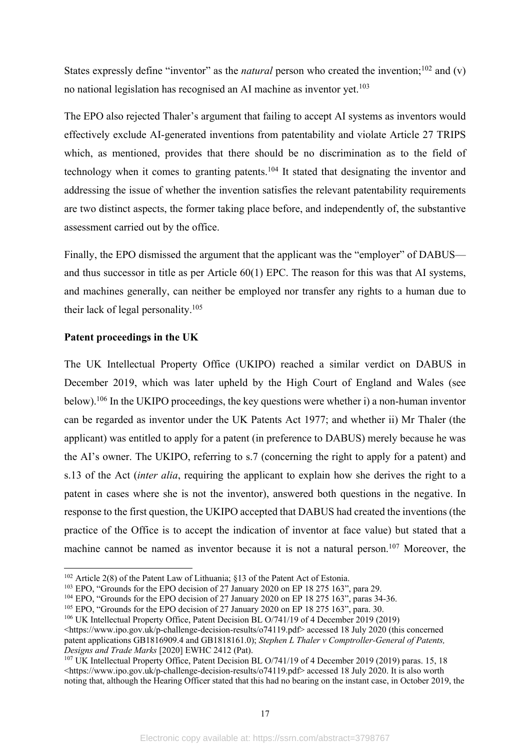States expressly define "inventor" as the *natural* person who created the invention;[102] and (v) no national legislation has recognised an AI machine as inventor yet.[103]

The EPO also rejected Thaler's argument that failing to accept AI systems as inventors would effectively exclude AI-generated inventions from patentability and violate Article 27 TRIPS which, as mentioned, provides that there should be no discrimination as to the field of technology when it comes to granting patents.[104] It stated that designating the inventor and addressing the issue of whether the invention satisfies the relevant patentability requirements are two distinct aspects, the former taking place before, and independently of, the substantive assessment carried out by the office.

Finally, the EPO dismissed the argument that the applicant was the "employer" of DABUS—and thus successor in title as per Article 60(1) EPC. The reason for this was that AI systems, and machines generally, can neither be employed nor transfer any rights to a human due to their lack of legal personality.[105]

**Patent proceedings in the UK**

The UK Intellectual Property Office (UKIPO) reached a similar verdict on DABUS in December 2019, which was later upheld by the High Court of England and Wales (see below).[106] In the UKIPO proceedings, the key questions were whether i) a non-human inventor can be regarded as inventor under the UK Patents Act 1977; and whether ii) Mr Thaler (the applicant) was entitled to apply for a patent (in preference to DABUS) merely because he was the AI's owner. The UKIPO, referring to s.7 (concerning the right to apply for a patent) and s.13 of the Act (*inter alia*, requiring the applicant to explain how she derives the right to a patent in cases where she is not the inventor), answered both questions in the negative. In response to the first question, the UKIPO accepted that DABUS had created the inventions (the practice of the Office is to accept the indication of inventor at face value) but stated that a machine cannot be named as inventor because it is not a natural person.[107] Moreover, the

---

[102] Article 2(8) of the Patent Law of Lithuania; §13 of the Patent Act of Estonia.

[103] EPO, "Grounds for the EPO decision of 27 January 2020 on EP 18 275 163", para 29.

[104] EPO, "Grounds for the EPO decision of 27 January 2020 on EP 18 275 163", paras 34-36.

[105] EPO, "Grounds for the EPO decision of 27 January 2020 on EP 18 275 163", para. 30.

[106] UK Intellectual Property Office, Patent Decision BL O/741/19 of 4 December 2019 (2019) <https://www.ipo.gov.uk/p-challenge-decision-results/o74119.pdf> accessed 18 July 2020 (this concerned patent applications GB1816909.4 and GB1818161.0); *Stephen L Thaler v Comptroller-General of Patents, Designs and Trade Marks* [2020] EWHC 2412 (Pat).

[107] UK Intellectual Property Office, Patent Decision BL O/741/19 of 4 December 2019 (2019) paras. 15, 18 <https://www.ipo.gov.uk/p-challenge-decision-results/o74119.pdf> accessed 18 July 2020. It is also worth noting that, although the Hearing Officer stated that this had no bearing on the instant case, in October 2019, the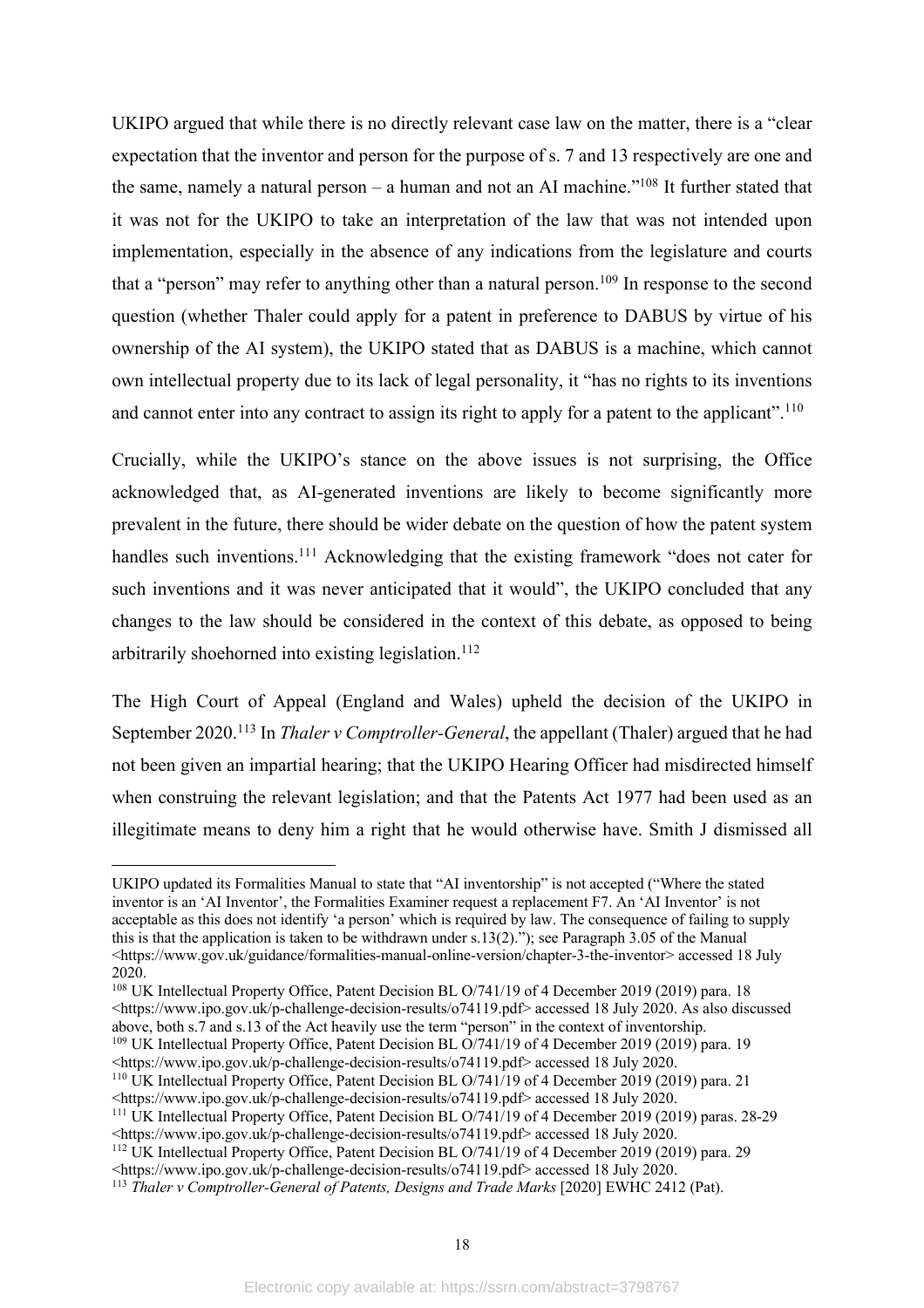UKIPO argued that while there is no directly relevant case law on the matter, there is a "clear expectation that the inventor and person for the purpose of s. 7 and 13 respectively are one and the same, namely a natural person – a human and not an AI machine."[108] It further stated that it was not for the UKIPO to take an interpretation of the law that was not intended upon implementation, especially in the absence of any indications from the legislature and courts that a "person" may refer to anything other than a natural person.[109] In response to the second question (whether Thaler could apply for a patent in preference to DABUS by virtue of his ownership of the AI system), the UKIPO stated that as DABUS is a machine, which cannot own intellectual property due to its lack of legal personality, it "has no rights to its inventions and cannot enter into any contract to assign its right to apply for a patent to the applicant".[110]

Crucially, while the UKIPO's stance on the above issues is not surprising, the Office acknowledged that, as AI-generated inventions are likely to become significantly more prevalent in the future, there should be wider debate on the question of how the patent system handles such inventions.[111] Acknowledging that the existing framework "does not cater for such inventions and it was never anticipated that it would", the UKIPO concluded that any changes to the law should be considered in the context of this debate, as opposed to being arbitrarily shoehorned into existing legislation.[112]

The High Court of Appeal (England and Wales) upheld the decision of the UKIPO in September 2020.[113] In *Thaler v Comptroller-General*, the appellant (Thaler) argued that he had not been given an impartial hearing; that the UKIPO Hearing Officer had misdirected himself when construing the relevant legislation; and that the Patents Act 1977 had been used as an illegitimate means to deny him a right that he would otherwise have. Smith J dismissed all

---

UKIPO updated its Formalities Manual to state that "AI inventorship" is not accepted ("Where the stated inventor is an 'AI Inventor', the Formalities Examiner request a replacement F7. An 'AI Inventor' is not acceptable as this does not identify 'a person' which is required by law. The consequence of failing to supply this is that the application is taken to be withdrawn under s.13(2)."); see Paragraph 3.05 of the Manual <https://www.gov.uk/guidance/formalities-manual-online-version/chapter-3-the-inventor> accessed 18 July 2020.

[108] UK Intellectual Property Office, Patent Decision BL O/741/19 of 4 December 2019 (2019) para. 18 <https://www.ipo.gov.uk/p-challenge-decision-results/o74119.pdf> accessed 18 July 2020. As also discussed above, both s.7 and s.13 of the Act heavily use the term "person" in the context of inventorship.

[109] UK Intellectual Property Office, Patent Decision BL O/741/19 of 4 December 2019 (2019) para. 19 <https://www.ipo.gov.uk/p-challenge-decision-results/o74119.pdf> accessed 18 July 2020.

[110] UK Intellectual Property Office, Patent Decision BL O/741/19 of 4 December 2019 (2019) para. 21 <https://www.ipo.gov.uk/p-challenge-decision-results/o74119.pdf> accessed 18 July 2020.

[111] UK Intellectual Property Office, Patent Decision BL O/741/19 of 4 December 2019 (2019) paras. 28-29 <https://www.ipo.gov.uk/p-challenge-decision-results/o74119.pdf> accessed 18 July 2020.

[112] UK Intellectual Property Office, Patent Decision BL O/741/19 of 4 December 2019 (2019) para. 29 <https://www.ipo.gov.uk/p-challenge-decision-results/o74119.pdf> accessed 18 July 2020.

[113] *Thaler v Comptroller-General of Patents, Designs and Trade Marks* [2020] EWHC 2412 (Pat).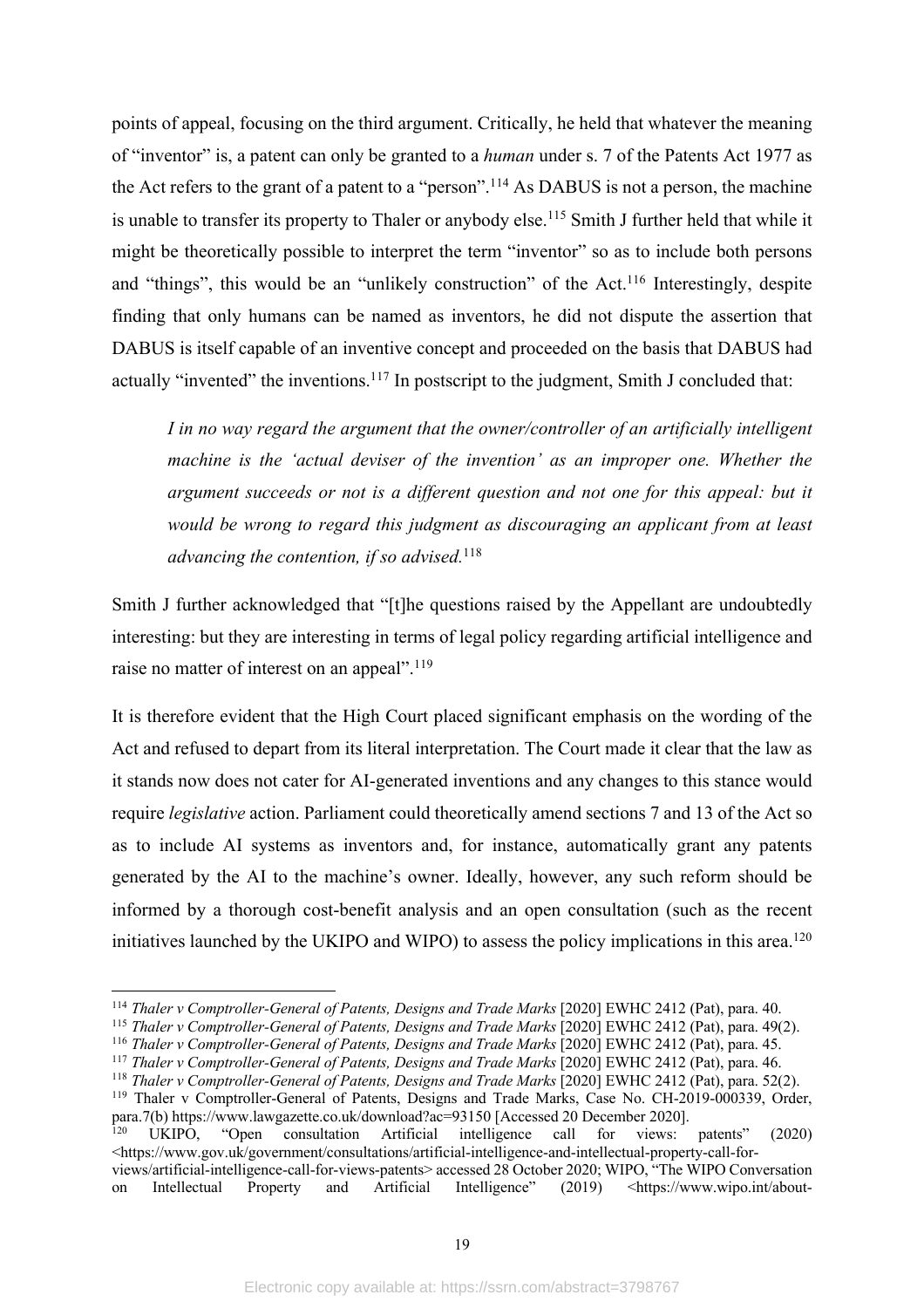points of appeal, focusing on the third argument. Critically, he held that whatever the meaning of "inventor" is, a patent can only be granted to a *human* under s. 7 of the Patents Act 1977 as the Act refers to the grant of a patent to a "person".[114] As DABUS is not a person, the machine is unable to transfer its property to Thaler or anybody else.[115] Smith J further held that while it might be theoretically possible to interpret the term "inventor" so as to include both persons and "things", this would be an "unlikely construction" of the Act.[116] Interestingly, despite finding that only humans can be named as inventors, he did not dispute the assertion that DABUS is itself capable of an inventive concept and proceeded on the basis that DABUS had actually "invented" the inventions.[117] In postscript to the judgment, Smith J concluded that:

> *I in no way regard the argument that the owner/controller of an artificially intelligent machine is the 'actual deviser of the invention' as an improper one. Whether the argument succeeds or not is a different question and not one for this appeal: but it would be wrong to regard this judgment as discouraging an applicant from at least advancing the contention, if so advised.*[118]

Smith J further acknowledged that "[t]he questions raised by the Appellant are undoubtedly interesting: but they are interesting in terms of legal policy regarding artificial intelligence and raise no matter of interest on an appeal".[119]

It is therefore evident that the High Court placed significant emphasis on the wording of the Act and refused to depart from its literal interpretation. The Court made it clear that the law as it stands now does not cater for AI-generated inventions and any changes to this stance would require *legislative* action. Parliament could theoretically amend sections 7 and 13 of the Act so as to include AI systems as inventors and, for instance, automatically grant any patents generated by the AI to the machine's owner. Ideally, however, any such reform should be informed by a thorough cost-benefit analysis and an open consultation (such as the recent initiatives launched by the UKIPO and WIPO) to assess the policy implications in this area.[120]

---

[114] *Thaler v Comptroller-General of Patents, Designs and Trade Marks* [2020] EWHC 2412 (Pat), para. 40.

[115] *Thaler v Comptroller-General of Patents, Designs and Trade Marks* [2020] EWHC 2412 (Pat), para. 49(2).

[116] *Thaler v Comptroller-General of Patents, Designs and Trade Marks* [2020] EWHC 2412 (Pat), para. 45.

[117] *Thaler v Comptroller-General of Patents, Designs and Trade Marks* [2020] EWHC 2412 (Pat), para. 46.

[118] *Thaler v Comptroller-General of Patents, Designs and Trade Marks* [2020] EWHC 2412 (Pat), para. 52(2).

[119] Thaler v Comptroller-General of Patents, Designs and Trade Marks, Case No. CH-2019-000339, Order, para.7(b) https://www.lawgazette.co.uk/download?ac=93150 [Accessed 20 December 2020].

[120] UKIPO, "Open consultation Artificial intelligence call for views: patents" (2020) <https://www.gov.uk/government/consultations/artificial-intelligence-and-intellectual-property-call-for-views/artificial-intelligence-call-for-views-patents> accessed 28 October 2020; WIPO, "The WIPO Conversation on Intellectual Property and Artificial Intelligence" (2019) <https://www.wipo.int/about-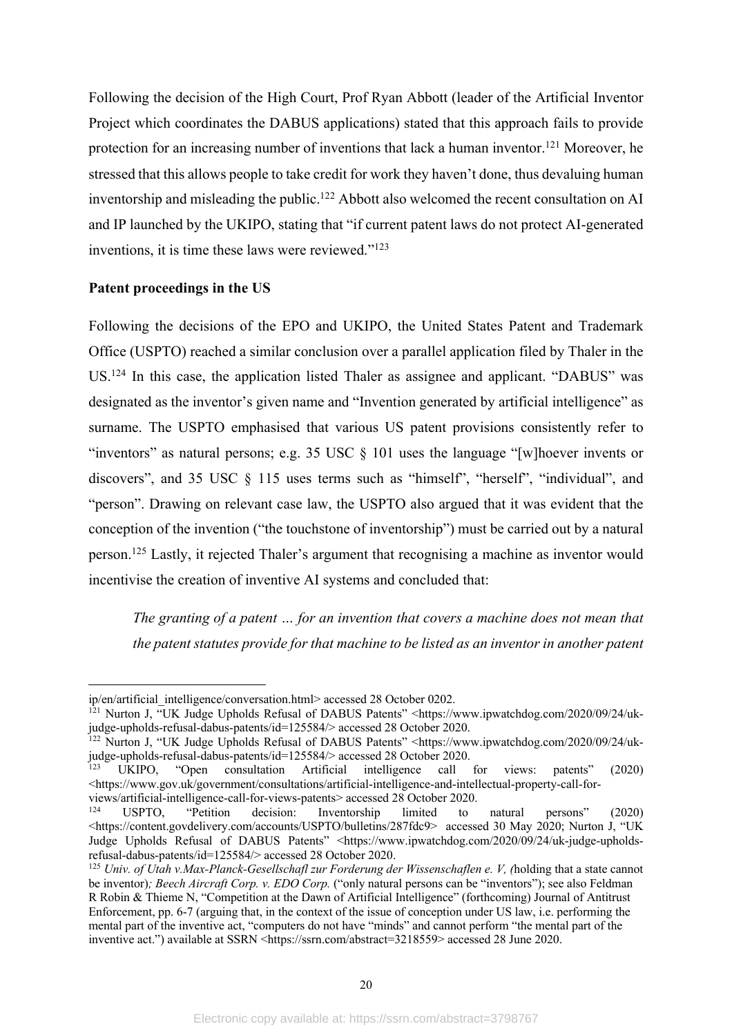Following the decision of the High Court, Prof Ryan Abbott (leader of the Artificial Inventor Project which coordinates the DABUS applications) stated that this approach fails to provide protection for an increasing number of inventions that lack a human inventor.[121] Moreover, he stressed that this allows people to take credit for work they haven't done, thus devaluing human inventorship and misleading the public.[122] Abbott also welcomed the recent consultation on AI and IP launched by the UKIPO, stating that "if current patent laws do not protect AI-generated inventions, it is time these laws were reviewed."[123]

**Patent proceedings in the US**

Following the decisions of the EPO and UKIPO, the United States Patent and Trademark Office (USPTO) reached a similar conclusion over a parallel application filed by Thaler in the US.[124] In this case, the application listed Thaler as assignee and applicant. "DABUS" was designated as the inventor's given name and "Invention generated by artificial intelligence" as surname. The USPTO emphasised that various US patent provisions consistently refer to "inventors" as natural persons; e.g. 35 USC § 101 uses the language "[w]hoever invents or discovers", and 35 USC § 115 uses terms such as "himself", "herself", "individual", and "person". Drawing on relevant case law, the USPTO also argued that it was evident that the conception of the invention ("the touchstone of inventorship") must be carried out by a natural person.[125] Lastly, it rejected Thaler's argument that recognising a machine as inventor would incentivise the creation of inventive AI systems and concluded that:

> *The granting of a patent … for an invention that covers a machine does not mean that the patent statutes provide for that machine to be listed as an inventor in another patent*

---

ip/en/artificial_intelligence/conversation.html> accessed 28 October 0202.

[121] Nurton J, "UK Judge Upholds Refusal of DABUS Patents" <https://www.ipwatchdog.com/2020/09/24/uk-judge-upholds-refusal-dabus-patents/id=125584/> accessed 28 October 2020.

[122] Nurton J, "UK Judge Upholds Refusal of DABUS Patents" <https://www.ipwatchdog.com/2020/09/24/uk-judge-upholds-refusal-dabus-patents/id=125584/> accessed 28 October 2020.

[123] UKIPO, "Open consultation Artificial intelligence call for views: patents" (2020) <https://www.gov.uk/government/consultations/artificial-intelligence-and-intellectual-property-call-for-views/artificial-intelligence-call-for-views-patents> accessed 28 October 2020.

[124] USPTO, "Petition decision: Inventorship limited to natural persons" (2020) <https://content.govdelivery.com/accounts/USPTO/bulletins/287fdc9> accessed 30 May 2020; Nurton J, "UK Judge Upholds Refusal of DABUS Patents" <https://www.ipwatchdog.com/2020/09/24/uk-judge-upholds-refusal-dabus-patents/id=125584/> accessed 28 October 2020.

[125] *Univ. of Utah v.Max-Planck-Gesellschafl zur Forderung der Wissenschaflen e. V, (*holding that a state cannot be inventor)*; Beech Aircraft Corp. v. EDO Corp.* ("only natural persons can be "inventors"); see also Feldman R Robin & Thieme N, "Competition at the Dawn of Artificial Intelligence" (forthcoming) Journal of Antitrust Enforcement, pp. 6-7 (arguing that, in the context of the issue of conception under US law, i.e. performing the mental part of the inventive act, "computers do not have "minds" and cannot perform "the mental part of the inventive act.") available at SSRN <https://ssrn.com/abstract=3218559> accessed 28 June 2020.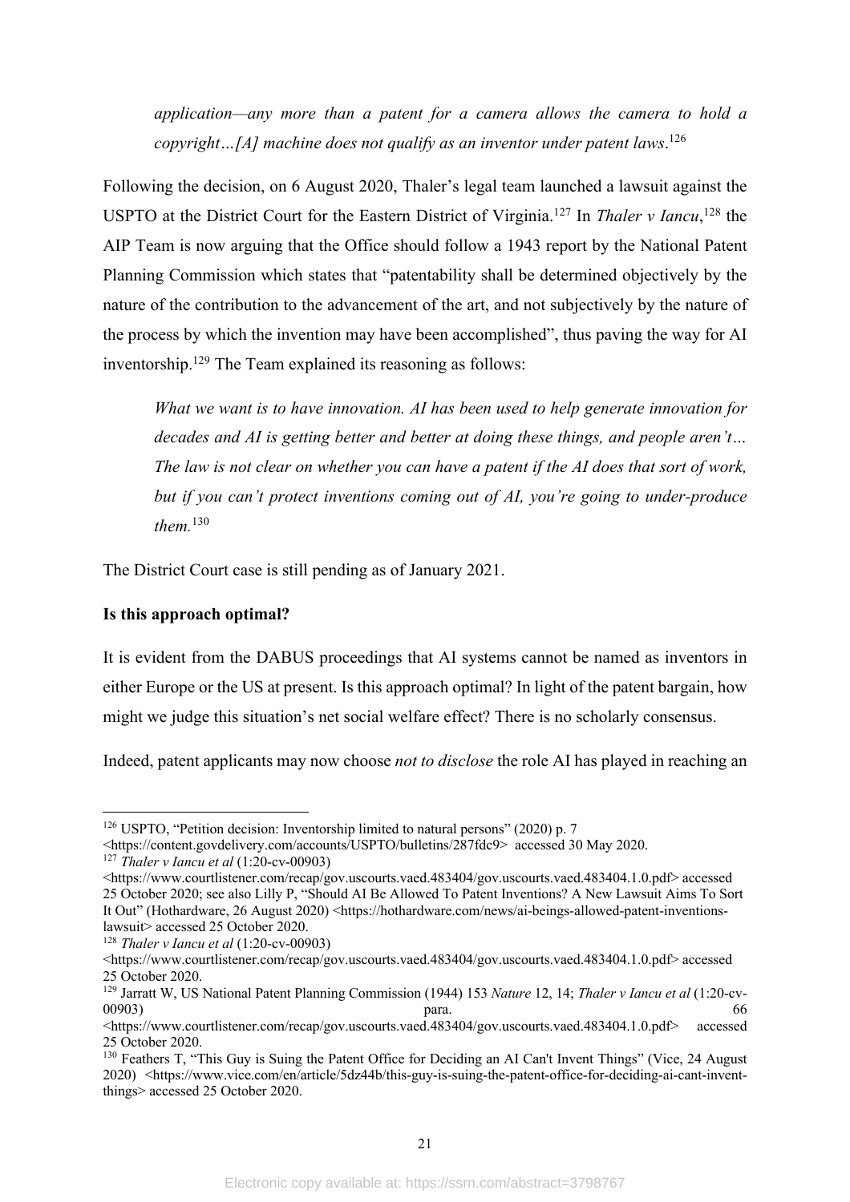*application—any more than a patent for a camera allows the camera to hold a copyright…[A] machine does not qualify as an inventor under patent laws*.[126]

Following the decision, on 6 August 2020, Thaler's legal team launched a lawsuit against the USPTO at the District Court for the Eastern District of Virginia.[127] In *Thaler v Iancu*,[128] the AIP Team is now arguing that the Office should follow a 1943 report by the National Patent Planning Commission which states that "patentability shall be determined objectively by the nature of the contribution to the advancement of the art, and not subjectively by the nature of the process by which the invention may have been accomplished", thus paving the way for AI inventorship.[129] The Team explained its reasoning as follows:

> *What we want is to have innovation. AI has been used to help generate innovation for decades and AI is getting better and better at doing these things, and people aren't… The law is not clear on whether you can have a patent if the AI does that sort of work, but if you can't protect inventions coming out of AI, you're going to under-produce them.*[130]

The District Court case is still pending as of January 2021.

**Is this approach optimal?**

It is evident from the DABUS proceedings that AI systems cannot be named as inventors in either Europe or the US at present. Is this approach optimal? In light of the patent bargain, how might we judge this situation's net social welfare effect? There is no scholarly consensus.

Indeed, patent applicants may now choose *not to disclose* the role AI has played in reaching an

---

[126] USPTO, "Petition decision: Inventorship limited to natural persons" (2020) p. 7 <https://content.govdelivery.com/accounts/USPTO/bulletins/287fdc9> accessed 30 May 2020.

[127] *Thaler v Iancu et al* (1:20-cv-00903) <https://www.courtlistener.com/recap/gov.uscourts.vaed.483404/gov.uscourts.vaed.483404.1.0.pdf> accessed 25 October 2020; see also Lilly P, "Should AI Be Allowed To Patent Inventions? A New Lawsuit Aims To Sort It Out" (Hothardware, 26 August 2020) <https://hothardware.com/news/ai-beings-allowed-patent-inventions-lawsuit> accessed 25 October 2020.

[128] *Thaler v Iancu et al* (1:20-cv-00903) <https://www.courtlistener.com/recap/gov.uscourts.vaed.483404/gov.uscourts.vaed.483404.1.0.pdf> accessed 25 October 2020.

[129] Jarratt W, US National Patent Planning Commission (1944) 153 *Nature* 12, 14; *Thaler v Iancu et al* (1:20-cv-00903) para. 66 <https://www.courtlistener.com/recap/gov.uscourts.vaed.483404/gov.uscourts.vaed.483404.1.0.pdf> accessed 25 October 2020.

[130] Feathers T, "This Guy is Suing the Patent Office for Deciding an AI Can't Invent Things" (Vice, 24 August 2020) <https://www.vice.com/en/article/5dz44b/this-guy-is-suing-the-patent-office-for-deciding-ai-cant-invent-things> accessed 25 October 2020.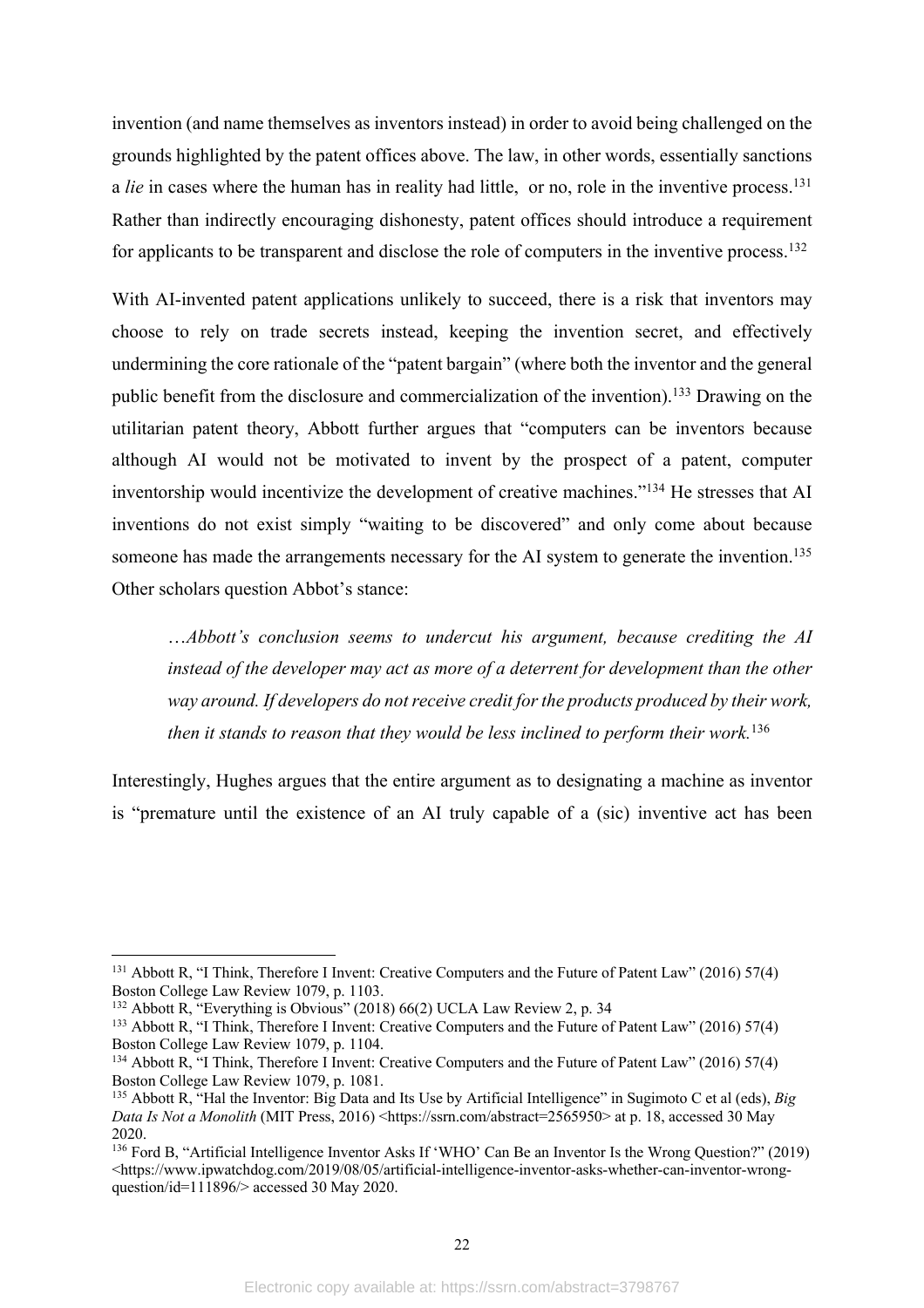invention (and name themselves as inventors instead) in order to avoid being challenged on the grounds highlighted by the patent offices above. The law, in other words, essentially sanctions a *lie* in cases where the human has in reality had little, or no, role in the inventive process.[131] Rather than indirectly encouraging dishonesty, patent offices should introduce a requirement for applicants to be transparent and disclose the role of computers in the inventive process.[132]

With AI-invented patent applications unlikely to succeed, there is a risk that inventors may choose to rely on trade secrets instead, keeping the invention secret, and effectively undermining the core rationale of the "patent bargain" (where both the inventor and the general public benefit from the disclosure and commercialization of the invention).[133] Drawing on the utilitarian patent theory, Abbott further argues that "computers can be inventors because although AI would not be motivated to invent by the prospect of a patent, computer inventorship would incentivize the development of creative machines."[134] He stresses that AI inventions do not exist simply "waiting to be discovered" and only come about because someone has made the arrangements necessary for the AI system to generate the invention.[135] Other scholars question Abbot's stance:

> *…Abbott's conclusion seems to undercut his argument, because crediting the AI instead of the developer may act as more of a deterrent for development than the other way around. If developers do not receive credit for the products produced by their work, then it stands to reason that they would be less inclined to perform their work.*[136]

Interestingly, Hughes argues that the entire argument as to designating a machine as inventor is "premature until the existence of an AI truly capable of a (sic) inventive act has been

---

[131] Abbott R, "I Think, Therefore I Invent: Creative Computers and the Future of Patent Law" (2016) 57(4) Boston College Law Review 1079, p. 1103.

[132] Abbott R, "Everything is Obvious" (2018) 66(2) UCLA Law Review 2, p. 34

[133] Abbott R, "I Think, Therefore I Invent: Creative Computers and the Future of Patent Law" (2016) 57(4) Boston College Law Review 1079, p. 1104.

[134] Abbott R, "I Think, Therefore I Invent: Creative Computers and the Future of Patent Law" (2016) 57(4) Boston College Law Review 1079, p. 1081.

[135] Abbott R, "Hal the Inventor: Big Data and Its Use by Artificial Intelligence" in Sugimoto C et al (eds), *Big Data Is Not a Monolith* (MIT Press, 2016) <https://ssrn.com/abstract=2565950> at p. 18, accessed 30 May 2020.

[136] Ford B, "Artificial Intelligence Inventor Asks If 'WHO' Can Be an Inventor Is the Wrong Question?" (2019) <https://www.ipwatchdog.com/2019/08/05/artificial-intelligence-inventor-asks-whether-can-inventor-wrong-question/id=111896/> accessed 30 May 2020.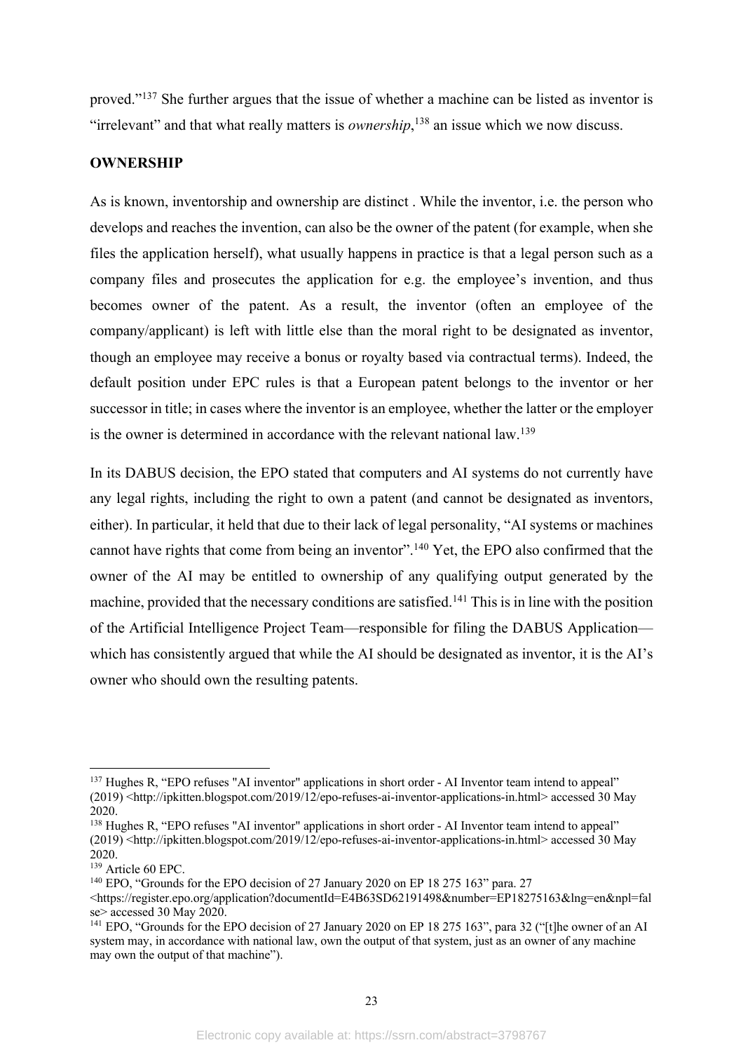proved."[137] She further argues that the issue of whether a machine can be listed as inventor is "irrelevant" and that what really matters is *ownership*,[138] an issue which we now discuss.

**OWNERSHIP**

As is known, inventorship and ownership are distinct . While the inventor, i.e. the person who develops and reaches the invention, can also be the owner of the patent (for example, when she files the application herself), what usually happens in practice is that a legal person such as a company files and prosecutes the application for e.g. the employee's invention, and thus becomes owner of the patent. As a result, the inventor (often an employee of the company/applicant) is left with little else than the moral right to be designated as inventor, though an employee may receive a bonus or royalty based via contractual terms). Indeed, the default position under EPC rules is that a European patent belongs to the inventor or her successor in title; in cases where the inventor is an employee, whether the latter or the employer is the owner is determined in accordance with the relevant national law.[139]

In its DABUS decision, the EPO stated that computers and AI systems do not currently have any legal rights, including the right to own a patent (and cannot be designated as inventors, either). In particular, it held that due to their lack of legal personality, "AI systems or machines cannot have rights that come from being an inventor".[140] Yet, the EPO also confirmed that the owner of the AI may be entitled to ownership of any qualifying output generated by the machine, provided that the necessary conditions are satisfied.[141] This is in line with the position of the Artificial Intelligence Project Team—responsible for filing the DABUS Application—which has consistently argued that while the AI should be designated as inventor, it is the AI's owner who should own the resulting patents.

---

[137] Hughes R, "EPO refuses "AI inventor" applications in short order - AI Inventor team intend to appeal" (2019) <http://ipkitten.blogspot.com/2019/12/epo-refuses-ai-inventor-applications-in.html> accessed 30 May 2020.

[138] Hughes R, "EPO refuses "AI inventor" applications in short order - AI Inventor team intend to appeal" (2019) <http://ipkitten.blogspot.com/2019/12/epo-refuses-ai-inventor-applications-in.html> accessed 30 May 2020.

[139] Article 60 EPC.

[140] EPO, "Grounds for the EPO decision of 27 January 2020 on EP 18 275 163" para. 27 <https://register.epo.org/application?documentId=E4B63SD62191498&number=EP18275163&lng=en&npl=false> accessed 30 May 2020.

[141] EPO, "Grounds for the EPO decision of 27 January 2020 on EP 18 275 163", para 32 ("[t]he owner of an AI system may, in accordance with national law, own the output of that system, just as an owner of any machine may own the output of that machine").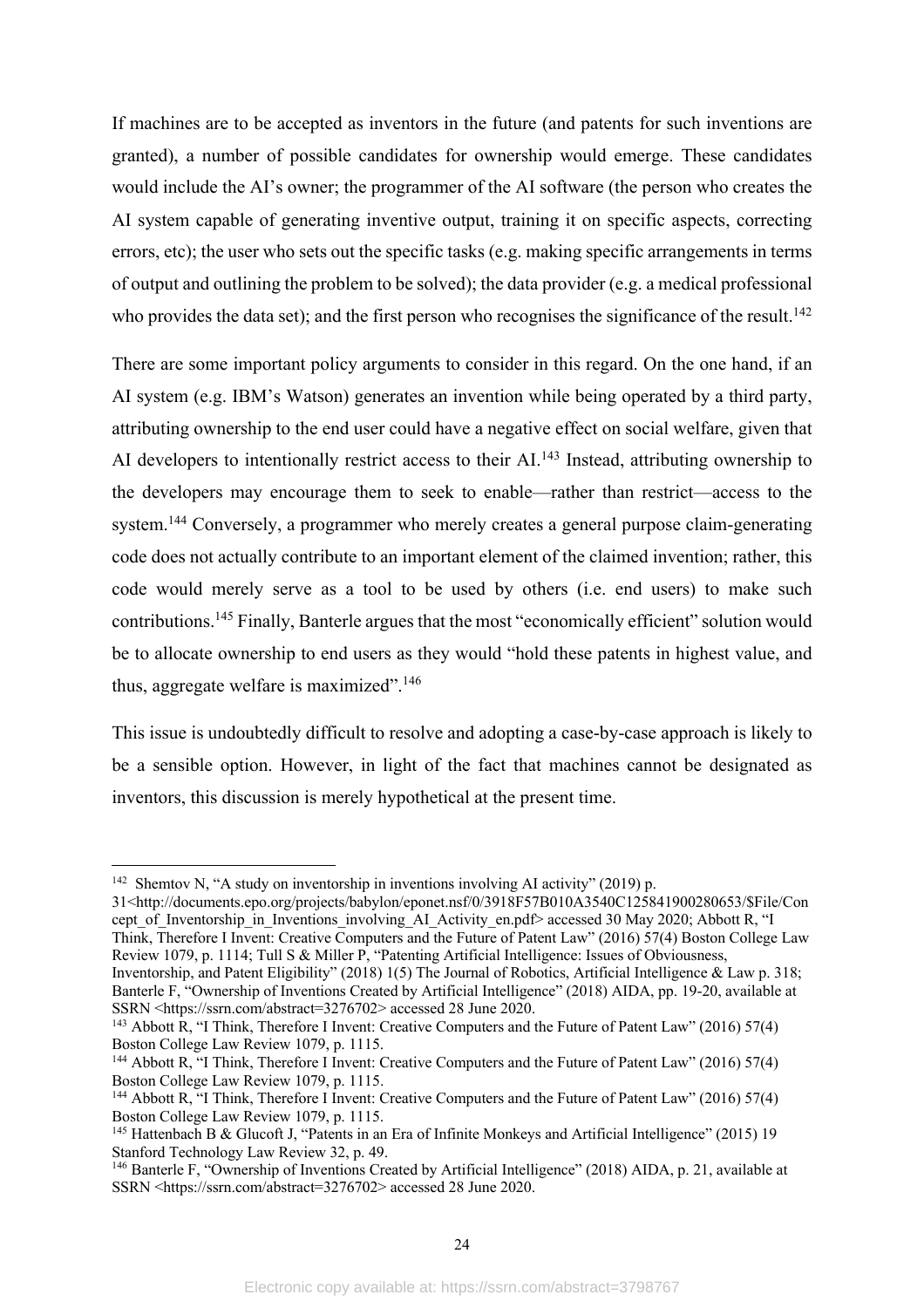If machines are to be accepted as inventors in the future (and patents for such inventions are granted), a number of possible candidates for ownership would emerge. These candidates would include the AI's owner; the programmer of the AI software (the person who creates the AI system capable of generating inventive output, training it on specific aspects, correcting errors, etc); the user who sets out the specific tasks (e.g. making specific arrangements in terms of output and outlining the problem to be solved); the data provider (e.g. a medical professional who provides the data set); and the first person who recognises the significance of the result.[142]

There are some important policy arguments to consider in this regard. On the one hand, if an AI system (e.g. IBM's Watson) generates an invention while being operated by a third party, attributing ownership to the end user could have a negative effect on social welfare, given that AI developers to intentionally restrict access to their AI.[143] Instead, attributing ownership to the developers may encourage them to seek to enable—rather than restrict—access to the system.[144] Conversely, a programmer who merely creates a general purpose claim-generating code does not actually contribute to an important element of the claimed invention; rather, this code would merely serve as a tool to be used by others (i.e. end users) to make such contributions.[145] Finally, Banterle argues that the most "economically efficient" solution would be to allocate ownership to end users as they would "hold these patents in highest value, and thus, aggregate welfare is maximized".[146]

This issue is undoubtedly difficult to resolve and adopting a case-by-case approach is likely to be a sensible option. However, in light of the fact that machines cannot be designated as inventors, this discussion is merely hypothetical at the present time.

---

[142] Shemtov N, "A study on inventorship in inventions involving AI activity" (2019) p. 31<http://documents.epo.org/projects/babylon/eponet.nsf/0/3918F57B010A3540C125841900280653/$File/Concept_of_Inventorship_in_Inventions_involving_AI_Activity_en.pdf> accessed 30 May 2020; Abbott R, "I Think, Therefore I Invent: Creative Computers and the Future of Patent Law" (2016) 57(4) Boston College Law Review 1079, p. 1114; Tull S & Miller P, "Patenting Artificial Intelligence: Issues of Obviousness, Inventorship, and Patent Eligibility" (2018) 1(5) The Journal of Robotics, Artificial Intelligence & Law p. 318; Banterle F, "Ownership of Inventions Created by Artificial Intelligence" (2018) AIDA, pp. 19-20, available at SSRN <https://ssrn.com/abstract=3276702> accessed 28 June 2020.

[143] Abbott R, "I Think, Therefore I Invent: Creative Computers and the Future of Patent Law" (2016) 57(4) Boston College Law Review 1079, p. 1115.

[144] Abbott R, "I Think, Therefore I Invent: Creative Computers and the Future of Patent Law" (2016) 57(4) Boston College Law Review 1079, p. 1115.

[144] Abbott R, "I Think, Therefore I Invent: Creative Computers and the Future of Patent Law" (2016) 57(4) Boston College Law Review 1079, p. 1115.

[145] Hattenbach B & Glucoft J, "Patents in an Era of Infinite Monkeys and Artificial Intelligence" (2015) 19 Stanford Technology Law Review 32, p. 49.

[146] Banterle F, "Ownership of Inventions Created by Artificial Intelligence" (2018) AIDA, p. 21, available at SSRN <https://ssrn.com/abstract=3276702> accessed 28 June 2020.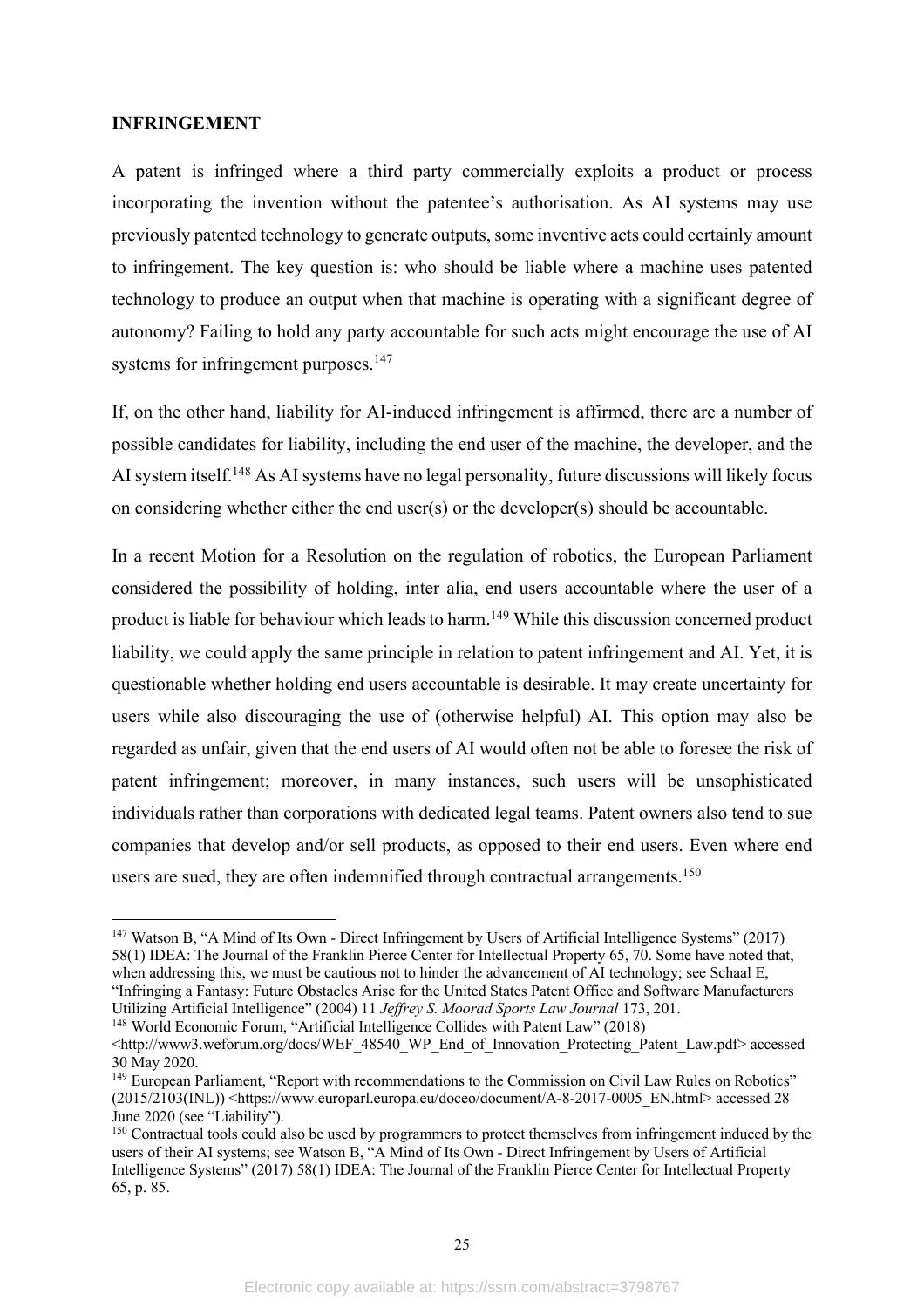**INFRINGEMENT**

A patent is infringed where a third party commercially exploits a product or process incorporating the invention without the patentee's authorisation. As AI systems may use previously patented technology to generate outputs, some inventive acts could certainly amount to infringement. The key question is: who should be liable where a machine uses patented technology to produce an output when that machine is operating with a significant degree of autonomy? Failing to hold any party accountable for such acts might encourage the use of AI systems for infringement purposes.[147]

If, on the other hand, liability for AI-induced infringement is affirmed, there are a number of possible candidates for liability, including the end user of the machine, the developer, and the AI system itself.[148] As AI systems have no legal personality, future discussions will likely focus on considering whether either the end user(s) or the developer(s) should be accountable.

In a recent Motion for a Resolution on the regulation of robotics, the European Parliament considered the possibility of holding, inter alia, end users accountable where the user of a product is liable for behaviour which leads to harm.[149] While this discussion concerned product liability, we could apply the same principle in relation to patent infringement and AI. Yet, it is questionable whether holding end users accountable is desirable. It may create uncertainty for users while also discouraging the use of (otherwise helpful) AI. This option may also be regarded as unfair, given that the end users of AI would often not be able to foresee the risk of patent infringement; moreover, in many instances, such users will be unsophisticated individuals rather than corporations with dedicated legal teams. Patent owners also tend to sue companies that develop and/or sell products, as opposed to their end users. Even where end users are sued, they are often indemnified through contractual arrangements.[150]

---

[147] Watson B, "A Mind of Its Own - Direct Infringement by Users of Artificial Intelligence Systems" (2017) 58(1) IDEA: The Journal of the Franklin Pierce Center for Intellectual Property 65, 70. Some have noted that, when addressing this, we must be cautious not to hinder the advancement of AI technology; see Schaal E, "Infringing a Fantasy: Future Obstacles Arise for the United States Patent Office and Software Manufacturers Utilizing Artificial Intelligence" (2004) 11 *Jeffrey S. Moorad Sports Law Journal* 173, 201.

[148] World Economic Forum, "Artificial Intelligence Collides with Patent Law" (2018) <http://www3.weforum.org/docs/WEF_48540_WP_End_of_Innovation_Protecting_Patent_Law.pdf> accessed 30 May 2020.

[149] European Parliament, "Report with recommendations to the Commission on Civil Law Rules on Robotics" (2015/2103(INL)) <https://www.europarl.europa.eu/doceo/document/A-8-2017-0005_EN.html> accessed 28 June 2020 (see "Liability").

[150] Contractual tools could also be used by programmers to protect themselves from infringement induced by the users of their AI systems; see Watson B, "A Mind of Its Own - Direct Infringement by Users of Artificial Intelligence Systems" (2017) 58(1) IDEA: The Journal of the Franklin Pierce Center for Intellectual Property 65, p. 85.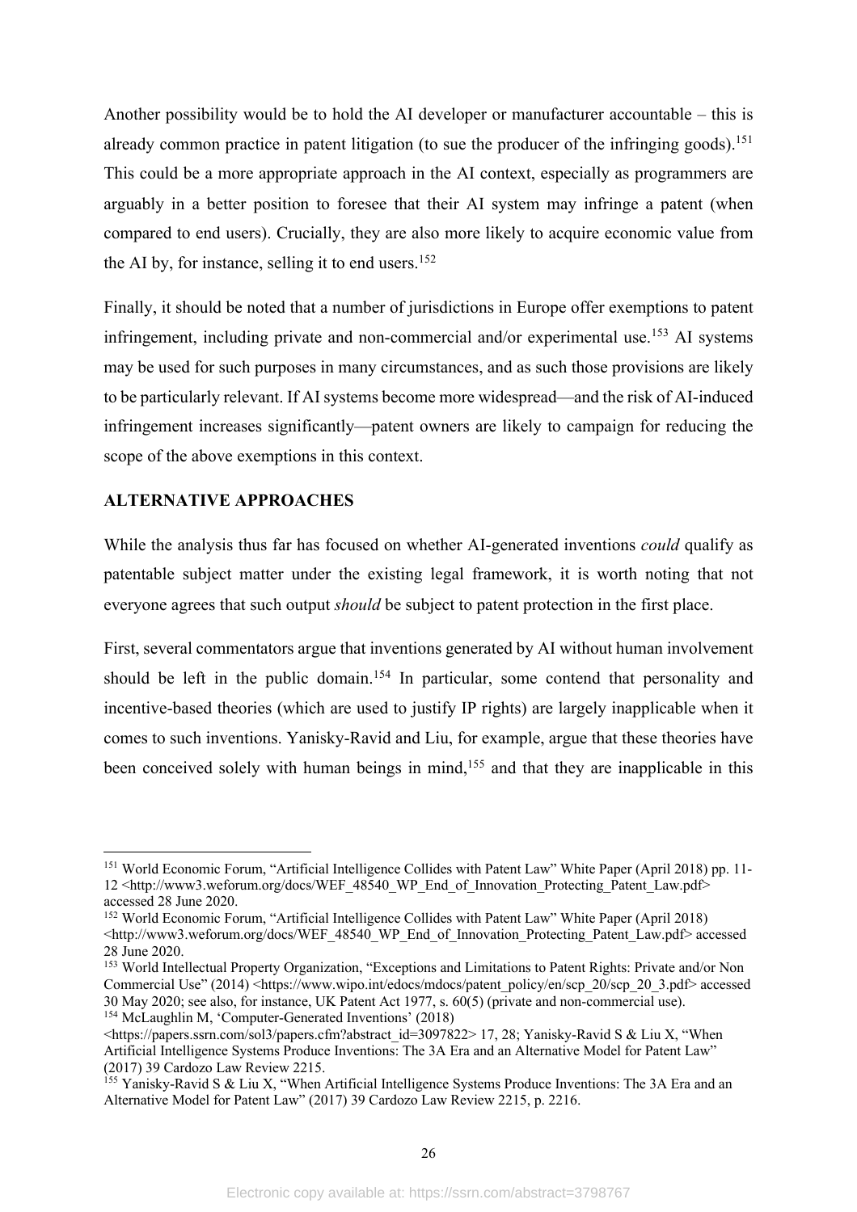Another possibility would be to hold the AI developer or manufacturer accountable – this is already common practice in patent litigation (to sue the producer of the infringing goods).[151] This could be a more appropriate approach in the AI context, especially as programmers are arguably in a better position to foresee that their AI system may infringe a patent (when compared to end users). Crucially, they are also more likely to acquire economic value from the AI by, for instance, selling it to end users.[152]

Finally, it should be noted that a number of jurisdictions in Europe offer exemptions to patent infringement, including private and non-commercial and/or experimental use.[153] AI systems may be used for such purposes in many circumstances, and as such those provisions are likely to be particularly relevant. If AI systems become more widespread—and the risk of AI-induced infringement increases significantly—patent owners are likely to campaign for reducing the scope of the above exemptions in this context.

## ALTERNATIVE APPROACHES

While the analysis thus far has focused on whether AI-generated inventions *could* qualify as patentable subject matter under the existing legal framework, it is worth noting that not everyone agrees that such output *should* be subject to patent protection in the first place.

First, several commentators argue that inventions generated by AI without human involvement should be left in the public domain.[154] In particular, some contend that personality and incentive-based theories (which are used to justify IP rights) are largely inapplicable when it comes to such inventions. Yanisky-Ravid and Liu, for example, argue that these theories have been conceived solely with human beings in mind,[155] and that they are inapplicable in this

---

[151] World Economic Forum, "Artificial Intelligence Collides with Patent Law" White Paper (April 2018) pp. 11-12 <http://www3.weforum.org/docs/WEF_48540_WP_End_of_Innovation_Protecting_Patent_Law.pdf> accessed 28 June 2020.

[152] World Economic Forum, "Artificial Intelligence Collides with Patent Law" White Paper (April 2018) <http://www3.weforum.org/docs/WEF_48540_WP_End_of_Innovation_Protecting_Patent_Law.pdf> accessed 28 June 2020.

[153] World Intellectual Property Organization, "Exceptions and Limitations to Patent Rights: Private and/or Non Commercial Use" (2014) <https://www.wipo.int/edocs/mdocs/patent_policy/en/scp_20/scp_20_3.pdf> accessed 30 May 2020; see also, for instance, UK Patent Act 1977, s. 60(5) (private and non-commercial use).

[154] McLaughlin M, 'Computer-Generated Inventions' (2018) <https://papers.ssrn.com/sol3/papers.cfm?abstract_id=3097822> 17, 28; Yanisky-Ravid S & Liu X, "When Artificial Intelligence Systems Produce Inventions: The 3A Era and an Alternative Model for Patent Law" (2017) 39 Cardozo Law Review 2215.

[155] Yanisky-Ravid S & Liu X, "When Artificial Intelligence Systems Produce Inventions: The 3A Era and an Alternative Model for Patent Law" (2017) 39 Cardozo Law Review 2215, p. 2216.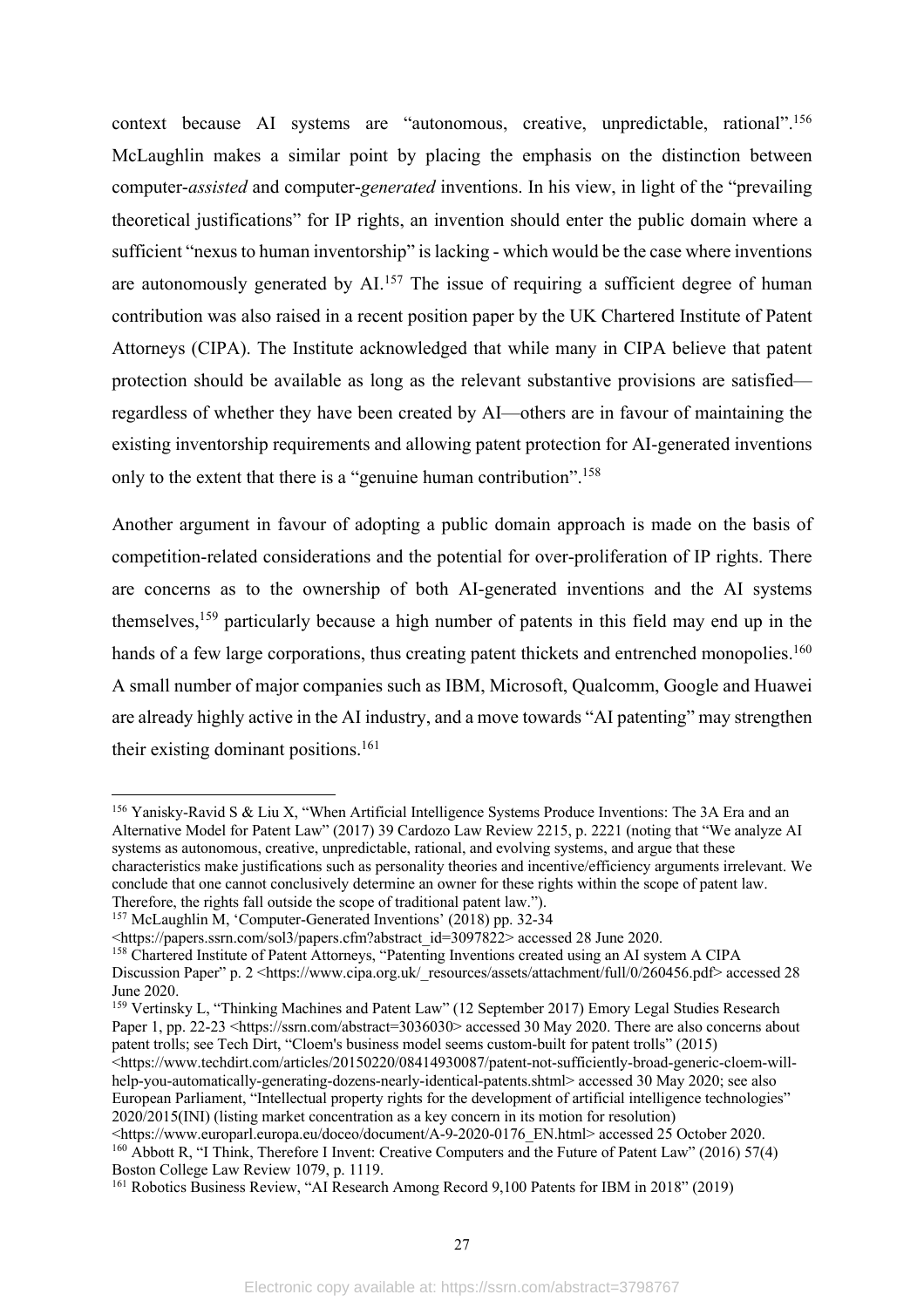context because AI systems are "autonomous, creative, unpredictable, rational".[156] McLaughlin makes a similar point by placing the emphasis on the distinction between computer-*assisted* and computer-*generated* inventions. In his view, in light of the "prevailing theoretical justifications" for IP rights, an invention should enter the public domain where a sufficient "nexus to human inventorship" is lacking - which would be the case where inventions are autonomously generated by AI.[157] The issue of requiring a sufficient degree of human contribution was also raised in a recent position paper by the UK Chartered Institute of Patent Attorneys (CIPA). The Institute acknowledged that while many in CIPA believe that patent protection should be available as long as the relevant substantive provisions are satisfied—regardless of whether they have been created by AI—others are in favour of maintaining the existing inventorship requirements and allowing patent protection for AI-generated inventions only to the extent that there is a "genuine human contribution".[158]

Another argument in favour of adopting a public domain approach is made on the basis of competition-related considerations and the potential for over-proliferation of IP rights. There are concerns as to the ownership of both AI-generated inventions and the AI systems themselves,[159] particularly because a high number of patents in this field may end up in the hands of a few large corporations, thus creating patent thickets and entrenched monopolies.[160] A small number of major companies such as IBM, Microsoft, Qualcomm, Google and Huawei are already highly active in the AI industry, and a move towards "AI patenting" may strengthen their existing dominant positions.[161]

---

[156] Yanisky-Ravid S & Liu X, "When Artificial Intelligence Systems Produce Inventions: The 3A Era and an Alternative Model for Patent Law" (2017) 39 Cardozo Law Review 2215, p. 2221 (noting that "We analyze AI systems as autonomous, creative, unpredictable, rational, and evolving systems, and argue that these characteristics make justifications such as personality theories and incentive/efficiency arguments irrelevant. We conclude that one cannot conclusively determine an owner for these rights within the scope of patent law. Therefore, the rights fall outside the scope of traditional patent law.").

[157] McLaughlin M, 'Computer-Generated Inventions' (2018) pp. 32-34 <https://papers.ssrn.com/sol3/papers.cfm?abstract_id=3097822> accessed 28 June 2020.

[158] Chartered Institute of Patent Attorneys, "Patenting Inventions created using an AI system A CIPA Discussion Paper" p. 2 <https://www.cipa.org.uk/_resources/assets/attachment/full/0/260456.pdf> accessed 28 June 2020.

[159] Vertinsky L, "Thinking Machines and Patent Law" (12 September 2017) Emory Legal Studies Research Paper 1, pp. 22-23 <https://ssrn.com/abstract=3036030> accessed 30 May 2020. There are also concerns about patent trolls; see Tech Dirt, "Cloem's business model seems custom-built for patent trolls" (2015) <https://www.techdirt.com/articles/20150220/08414930087/patent-not-sufficiently-broad-generic-cloem-will-help-you-automatically-generating-dozens-nearly-identical-patents.shtml> accessed 30 May 2020; see also European Parliament, "Intellectual property rights for the development of artificial intelligence technologies" 2020/2015(INI) (listing market concentration as a key concern in its motion for resolution) <https://www.europarl.europa.eu/doceo/document/A-9-2020-0176_EN.html> accessed 25 October 2020.

[160] Abbott R, "I Think, Therefore I Invent: Creative Computers and the Future of Patent Law" (2016) 57(4) Boston College Law Review 1079, p. 1119.

[161] Robotics Business Review, "AI Research Among Record 9,100 Patents for IBM in 2018" (2019)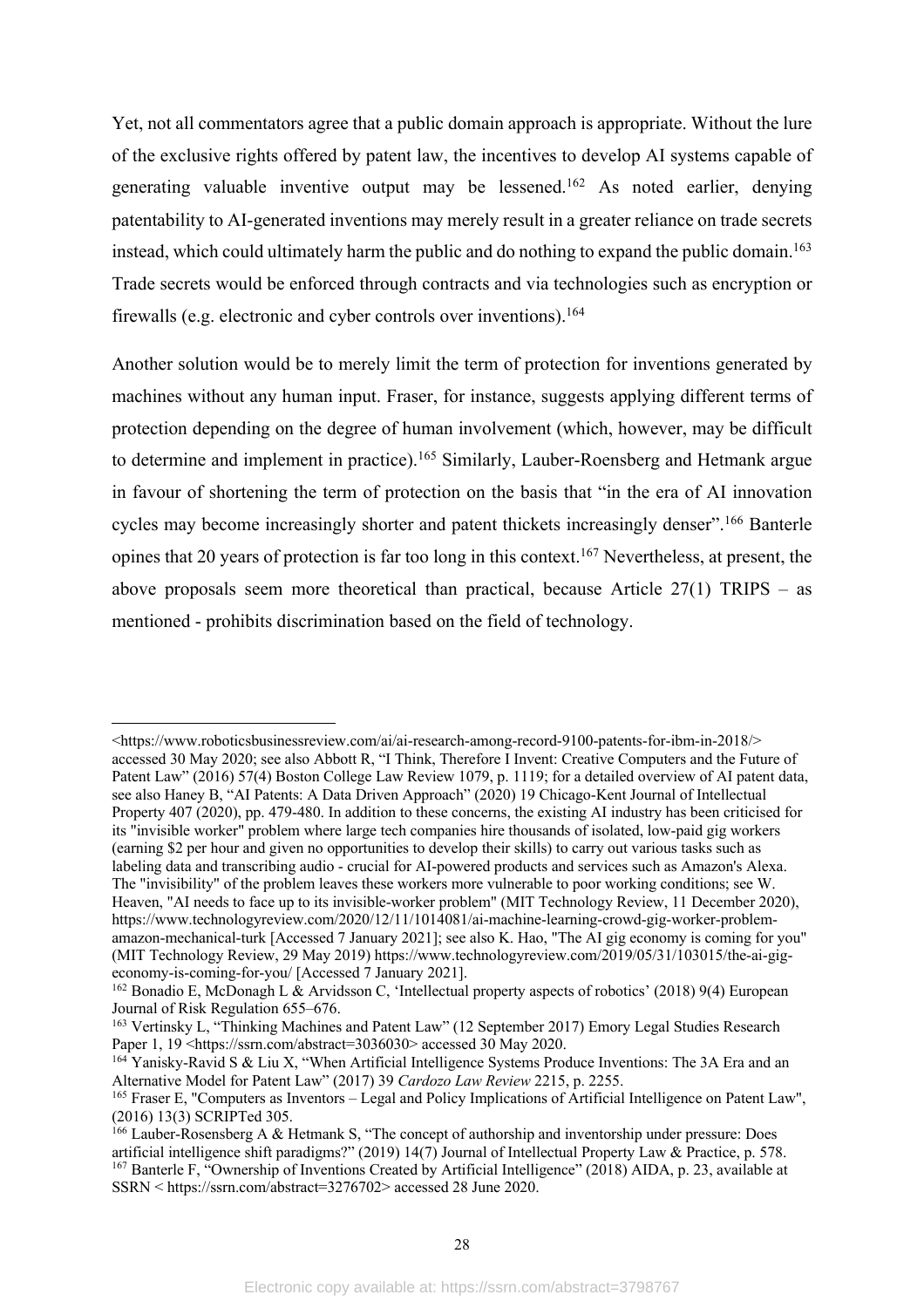Yet, not all commentators agree that a public domain approach is appropriate. Without the lure of the exclusive rights offered by patent law, the incentives to develop AI systems capable of generating valuable inventive output may be lessened.[162] As noted earlier, denying patentability to AI-generated inventions may merely result in a greater reliance on trade secrets instead, which could ultimately harm the public and do nothing to expand the public domain.[163] Trade secrets would be enforced through contracts and via technologies such as encryption or firewalls (e.g. electronic and cyber controls over inventions).[164]

Another solution would be to merely limit the term of protection for inventions generated by machines without any human input. Fraser, for instance, suggests applying different terms of protection depending on the degree of human involvement (which, however, may be difficult to determine and implement in practice).[165] Similarly, Lauber-Roensberg and Hetmank argue in favour of shortening the term of protection on the basis that "in the era of AI innovation cycles may become increasingly shorter and patent thickets increasingly denser".[166] Banterle opines that 20 years of protection is far too long in this context.[167] Nevertheless, at present, the above proposals seem more theoretical than practical, because Article 27(1) TRIPS – as mentioned - prohibits discrimination based on the field of technology.

---

<https://www.roboticsbusinessreview.com/ai/ai-research-among-record-9100-patents-for-ibm-in-2018/> accessed 30 May 2020; see also Abbott R, "I Think, Therefore I Invent: Creative Computers and the Future of Patent Law" (2016) 57(4) Boston College Law Review 1079, p. 1119; for a detailed overview of AI patent data, see also Haney B, "AI Patents: A Data Driven Approach" (2020) 19 Chicago-Kent Journal of Intellectual Property 407 (2020), pp. 479-480. In addition to these concerns, the existing AI industry has been criticised for its "invisible worker" problem where large tech companies hire thousands of isolated, low-paid gig workers (earning $2 per hour and given no opportunities to develop their skills) to carry out various tasks such as labeling data and transcribing audio - crucial for AI-powered products and services such as Amazon's Alexa. The "invisibility" of the problem leaves these workers more vulnerable to poor working conditions; see W. Heaven, "AI needs to face up to its invisible-worker problem" (MIT Technology Review, 11 December 2020), https://www.technologyreview.com/2020/12/11/1014081/ai-machine-learning-crowd-gig-worker-problem-amazon-mechanical-turk [Accessed 7 January 2021]; see also K. Hao, "The AI gig economy is coming for you" (MIT Technology Review, 29 May 2019) https://www.technologyreview.com/2019/05/31/103015/the-ai-gig-economy-is-coming-for-you/ [Accessed 7 January 2021].

[162] Bonadio E, McDonagh L & Arvidsson C, 'Intellectual property aspects of robotics' (2018) 9(4) European Journal of Risk Regulation 655–676.

[163] Vertinsky L, "Thinking Machines and Patent Law" (12 September 2017) Emory Legal Studies Research Paper 1, 19 <https://ssrn.com/abstract=3036030> accessed 30 May 2020.

[164] Yanisky-Ravid S & Liu X, "When Artificial Intelligence Systems Produce Inventions: The 3A Era and an Alternative Model for Patent Law" (2017) 39 *Cardozo Law Review* 2215, p. 2255.

[165] Fraser E, "Computers as Inventors – Legal and Policy Implications of Artificial Intelligence on Patent Law", (2016) 13(3) SCRIPTed 305.

[166] Lauber-Rosensberg A & Hetmank S, "The concept of authorship and inventorship under pressure: Does artificial intelligence shift paradigms?" (2019) 14(7) Journal of Intellectual Property Law & Practice, p. 578.

[167] Banterle F, "Ownership of Inventions Created by Artificial Intelligence" (2018) AIDA, p. 23, available at SSRN < https://ssrn.com/abstract=3276702> accessed 28 June 2020.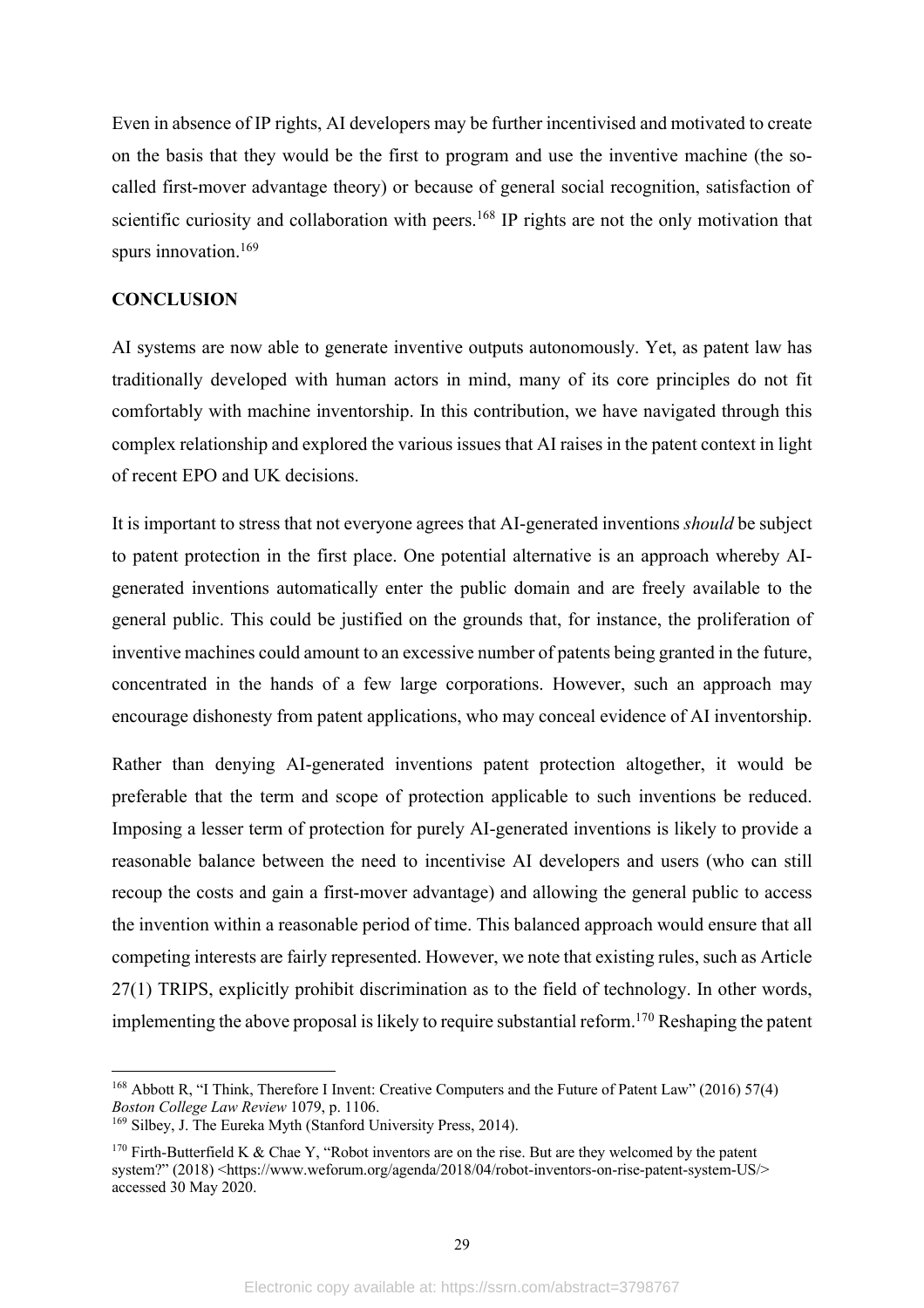Even in absence of IP rights, AI developers may be further incentivised and motivated to create on the basis that they would be the first to program and use the inventive machine (the so-called first-mover advantage theory) or because of general social recognition, satisfaction of scientific curiosity and collaboration with peers.[168] IP rights are not the only motivation that spurs innovation.[169]

## CONCLUSION

AI systems are now able to generate inventive outputs autonomously. Yet, as patent law has traditionally developed with human actors in mind, many of its core principles do not fit comfortably with machine inventorship. In this contribution, we have navigated through this complex relationship and explored the various issues that AI raises in the patent context in light of recent EPO and UK decisions.

It is important to stress that not everyone agrees that AI-generated inventions *should* be subject to patent protection in the first place. One potential alternative is an approach whereby AI-generated inventions automatically enter the public domain and are freely available to the general public. This could be justified on the grounds that, for instance, the proliferation of inventive machines could amount to an excessive number of patents being granted in the future, concentrated in the hands of a few large corporations. However, such an approach may encourage dishonesty from patent applications, who may conceal evidence of AI inventorship.

Rather than denying AI-generated inventions patent protection altogether, it would be preferable that the term and scope of protection applicable to such inventions be reduced. Imposing a lesser term of protection for purely AI-generated inventions is likely to provide a reasonable balance between the need to incentivise AI developers and users (who can still recoup the costs and gain a first-mover advantage) and allowing the general public to access the invention within a reasonable period of time. This balanced approach would ensure that all competing interests are fairly represented. However, we note that existing rules, such as Article 27(1) TRIPS, explicitly prohibit discrimination as to the field of technology. In other words, implementing the above proposal is likely to require substantial reform.[170] Reshaping the patent

---

[168] Abbott R, "I Think, Therefore I Invent: Creative Computers and the Future of Patent Law" (2016) 57(4) *Boston College Law Review* 1079, p. 1106.

[169] Silbey, J. The Eureka Myth (Stanford University Press, 2014).

[170] Firth-Butterfield K & Chae Y, "Robot inventors are on the rise. But are they welcomed by the patent system?" (2018) <https://www.weforum.org/agenda/2018/04/robot-inventors-on-rise-patent-system-US/> accessed 30 May 2020.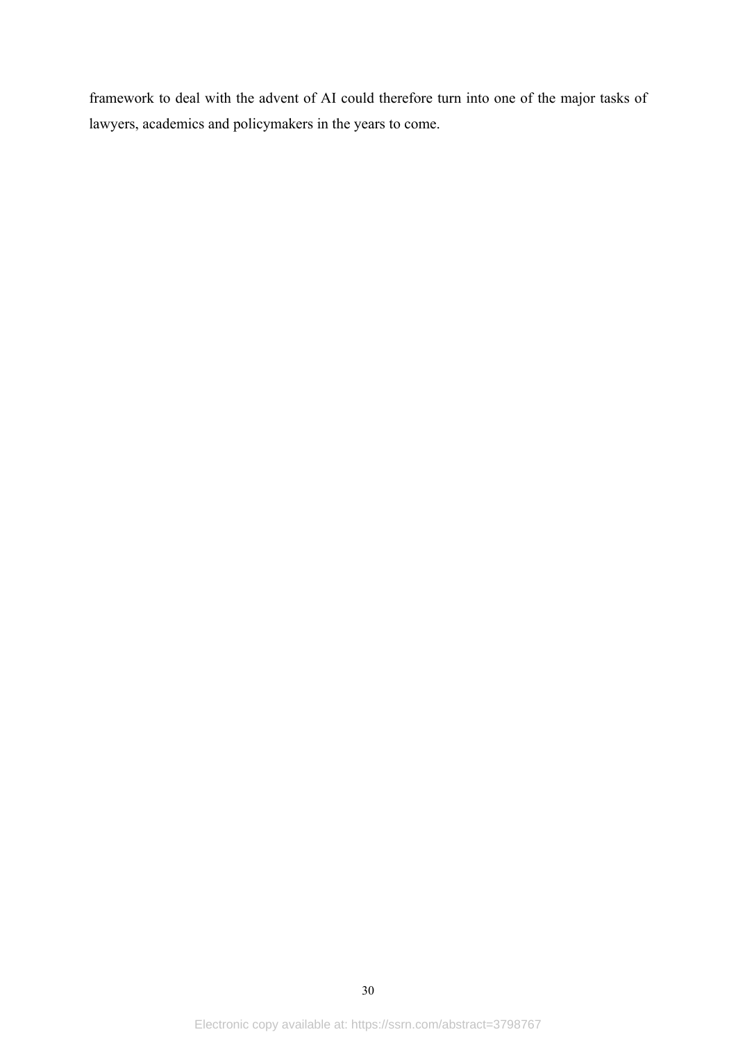framework to deal with the advent of AI could therefore turn into one of the major tasks of lawyers, academics and policymakers in the years to come.